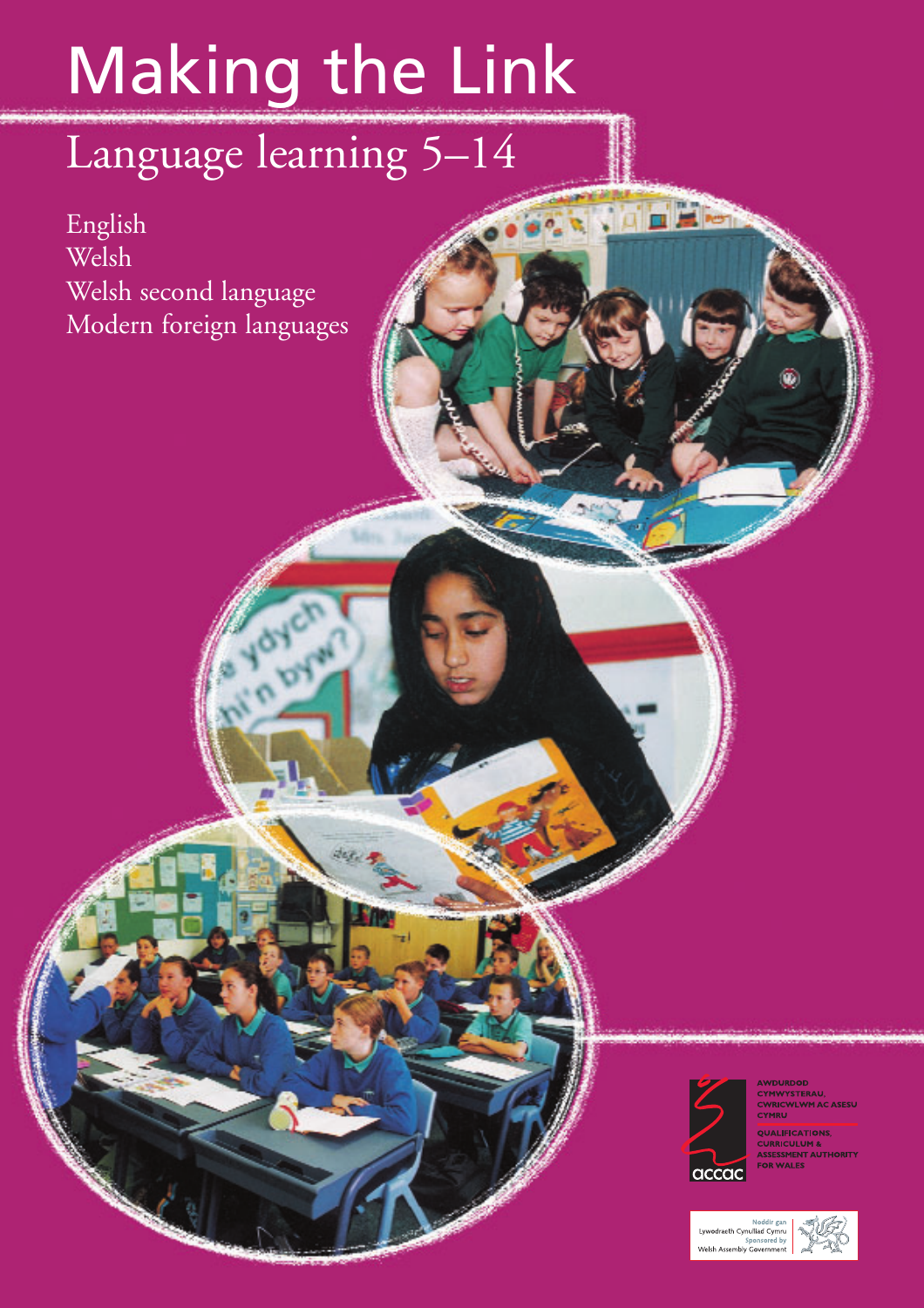# Making the Link

## Language learning 5–14

English
Welsh
Welsh second language
Modern foreign languages

AWDURDOD CYMWYSTERAU, CWRICWLWM AC ASESU CYMRU

QUALIFICATIONS, CURRICULUM & ASSESSMENT AUTHORITY FOR WALES

accac

Noddir gan Lywodraeth Cynulliad Cymru
Sponsored by Welsh Assembly Government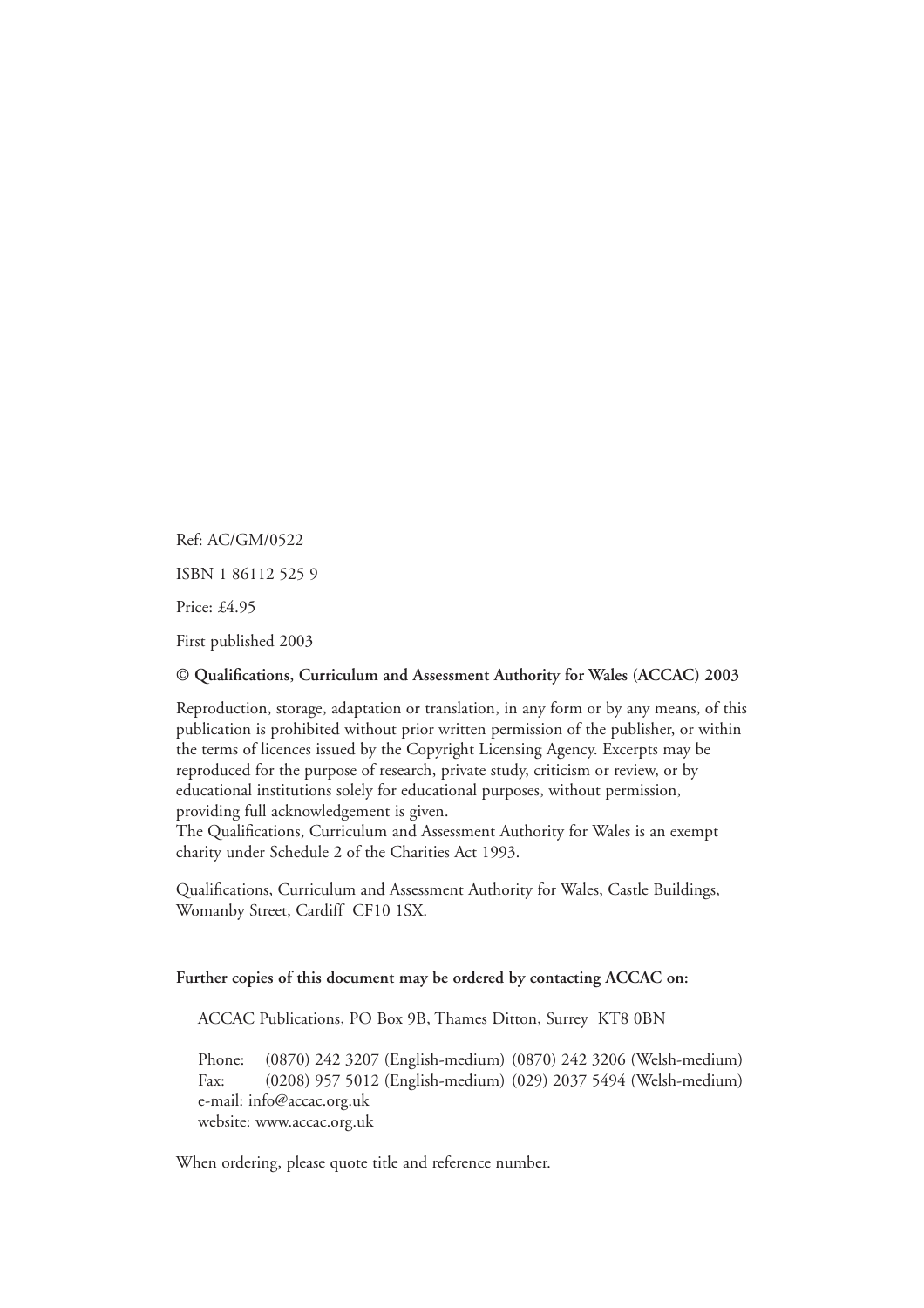Ref: AC/GM/0522

ISBN 1 86112 525 9

Price: £4.95

First published 2003

**© Qualifications, Curriculum and Assessment Authority for Wales (ACCAC) 2003**

Reproduction, storage, adaptation or translation, in any form or by any means, of this publication is prohibited without prior written permission of the publisher, or within the terms of licences issued by the Copyright Licensing Agency. Excerpts may be reproduced for the purpose of research, private study, criticism or review, or by educational institutions solely for educational purposes, without permission, providing full acknowledgement is given.
The Qualifications, Curriculum and Assessment Authority for Wales is an exempt charity under Schedule 2 of the Charities Act 1993.

Qualifications, Curriculum and Assessment Authority for Wales, Castle Buildings, Womanby Street, Cardiff CF10 1SX.

**Further copies of this document may be ordered by contacting ACCAC on:**

ACCAC Publications, PO Box 9B, Thames Ditton, Surrey KT8 0BN

Phone: (0870) 242 3207 (English-medium) (0870) 242 3206 (Welsh-medium)
Fax: (0208) 957 5012 (English-medium) (029) 2037 5494 (Welsh-medium)
e-mail: info@accac.org.uk
website: www.accac.org.uk

When ordering, please quote title and reference number.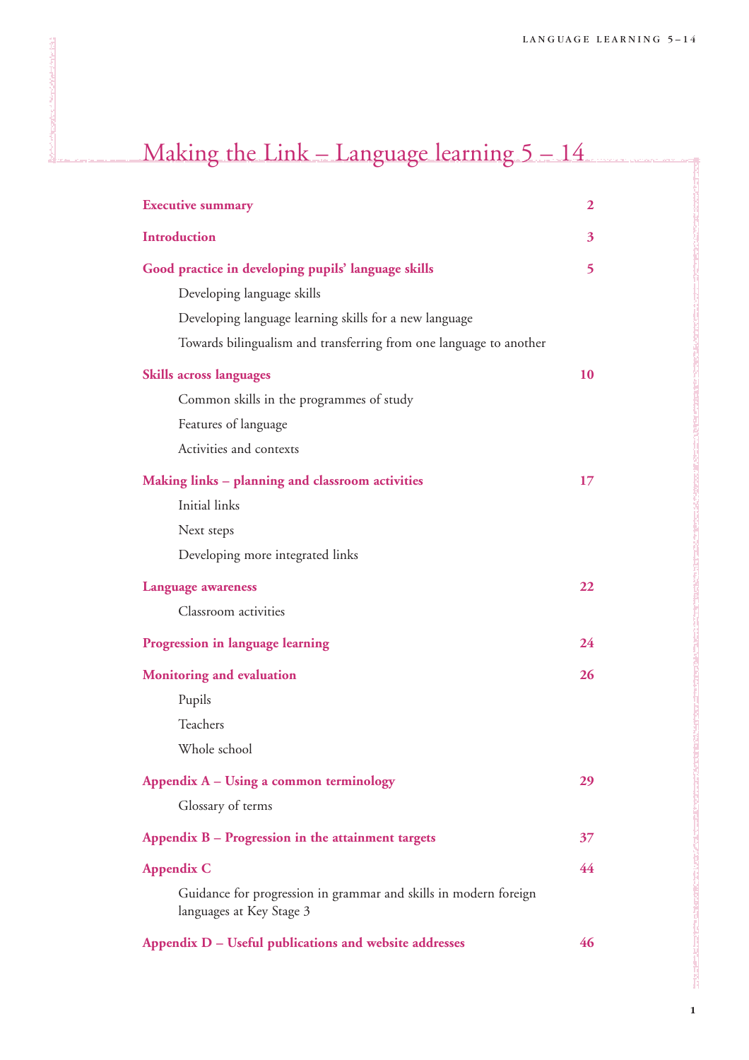# Making the Link – Language learning 5 – 14

**Executive summary** 2

**Introduction** 3

**Good practice in developing pupils' language skills** 5

- Developing language skills
- Developing language learning skills for a new language
- Towards bilingualism and transferring from one language to another

**Skills across languages** 10

- Common skills in the programmes of study
- Features of language
- Activities and contexts

**Making links – planning and classroom activities** 17

- Initial links
- Next steps
- Developing more integrated links

**Language awareness** 22

- Classroom activities

**Progression in language learning** 24

**Monitoring and evaluation** 26

- Pupils
- Teachers
- Whole school

**Appendix A – Using a common terminology** 29

- Glossary of terms

**Appendix B – Progression in the attainment targets** 37

**Appendix C** 44

- Guidance for progression in grammar and skills in modern foreign languages at Key Stage 3

**Appendix D – Useful publications and website addresses** 46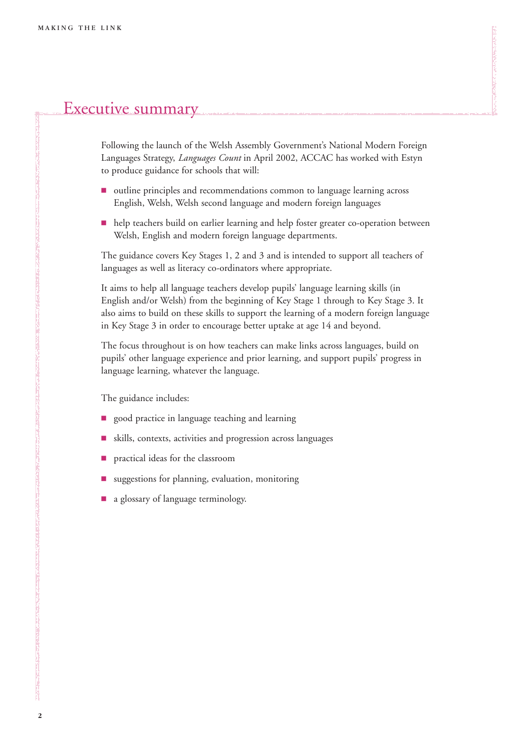# Executive summary

Following the launch of the Welsh Assembly Government's National Modern Foreign Languages Strategy, *Languages Count* in April 2002, ACCAC has worked with Estyn to produce guidance for schools that will:

- outline principles and recommendations common to language learning across English, Welsh, Welsh second language and modern foreign languages
- help teachers build on earlier learning and help foster greater co-operation between Welsh, English and modern foreign language departments.

The guidance covers Key Stages 1, 2 and 3 and is intended to support all teachers of languages as well as literacy co-ordinators where appropriate.

It aims to help all language teachers develop pupils' language learning skills (in English and/or Welsh) from the beginning of Key Stage 1 through to Key Stage 3. It also aims to build on these skills to support the learning of a modern foreign language in Key Stage 3 in order to encourage better uptake at age 14 and beyond.

The focus throughout is on how teachers can make links across languages, build on pupils' other language experience and prior learning, and support pupils' progress in language learning, whatever the language.

The guidance includes:

- good practice in language teaching and learning
- skills, contexts, activities and progression across languages
- practical ideas for the classroom
- suggestions for planning, evaluation, monitoring
- a glossary of language terminology.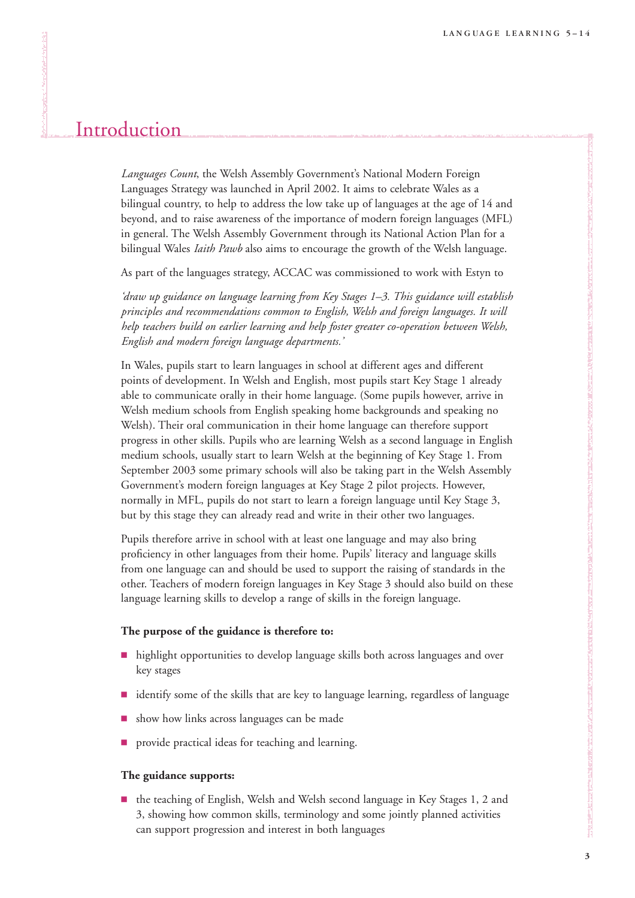# Introduction

*Languages Count*, the Welsh Assembly Government's National Modern Foreign Languages Strategy was launched in April 2002. It aims to celebrate Wales as a bilingual country, to help to address the low take up of languages at the age of 14 and beyond, and to raise awareness of the importance of modern foreign languages (MFL) in general. The Welsh Assembly Government through its National Action Plan for a bilingual Wales *Iaith Pawb* also aims to encourage the growth of the Welsh language.

As part of the languages strategy, ACCAC was commissioned to work with Estyn to

*'draw up guidance on language learning from Key Stages 1–3. This guidance will establish principles and recommendations common to English, Welsh and foreign languages. It will help teachers build on earlier learning and help foster greater co-operation between Welsh, English and modern foreign language departments.'*

In Wales, pupils start to learn languages in school at different ages and different points of development. In Welsh and English, most pupils start Key Stage 1 already able to communicate orally in their home language. (Some pupils however, arrive in Welsh medium schools from English speaking home backgrounds and speaking no Welsh). Their oral communication in their home language can therefore support progress in other skills. Pupils who are learning Welsh as a second language in English medium schools, usually start to learn Welsh at the beginning of Key Stage 1. From September 2003 some primary schools will also be taking part in the Welsh Assembly Government's modern foreign languages at Key Stage 2 pilot projects. However, normally in MFL, pupils do not start to learn a foreign language until Key Stage 3, but by this stage they can already read and write in their other two languages.

Pupils therefore arrive in school with at least one language and may also bring proficiency in other languages from their home. Pupils' literacy and language skills from one language can and should be used to support the raising of standards in the other. Teachers of modern foreign languages in Key Stage 3 should also build on these language learning skills to develop a range of skills in the foreign language.

**The purpose of the guidance is therefore to:**

- highlight opportunities to develop language skills both across languages and over key stages
- identify some of the skills that are key to language learning, regardless of language
- show how links across languages can be made
- provide practical ideas for teaching and learning.

**The guidance supports:**

- the teaching of English, Welsh and Welsh second language in Key Stages 1, 2 and 3, showing how common skills, terminology and some jointly planned activities can support progression and interest in both languages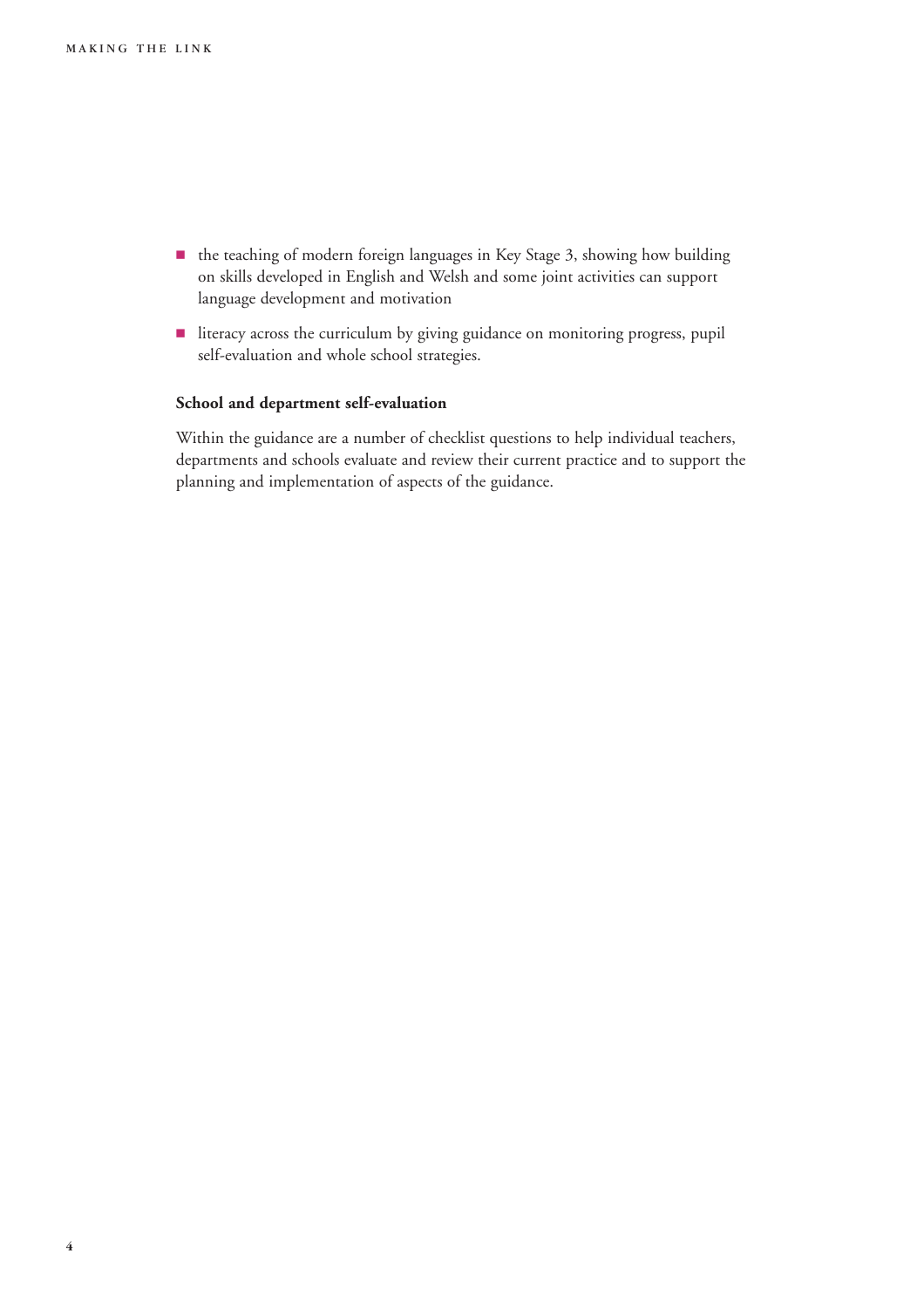- the teaching of modern foreign languages in Key Stage 3, showing how building on skills developed in English and Welsh and some joint activities can support language development and motivation
- literacy across the curriculum by giving guidance on monitoring progress, pupil self-evaluation and whole school strategies.

**School and department self-evaluation**

Within the guidance are a number of checklist questions to help individual teachers, departments and schools evaluate and review their current practice and to support the planning and implementation of aspects of the guidance.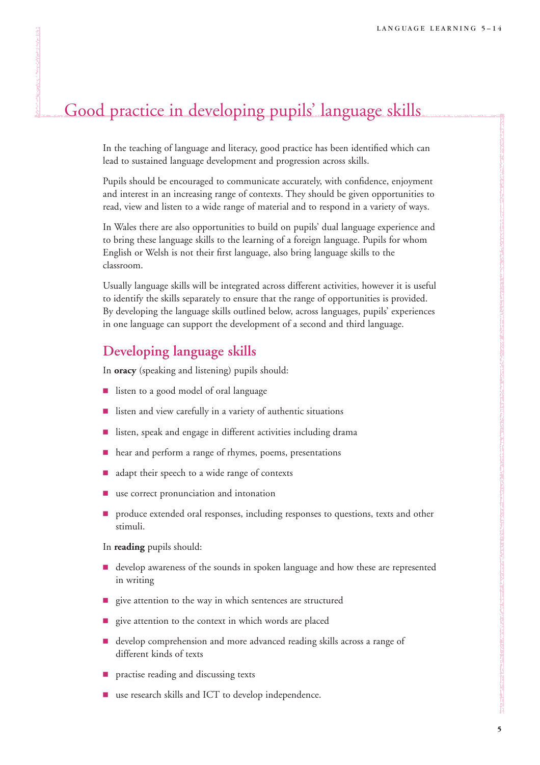# Good practice in developing pupils' language skills

In the teaching of language and literacy, good practice has been identified which can lead to sustained language development and progression across skills.

Pupils should be encouraged to communicate accurately, with confidence, enjoyment and interest in an increasing range of contexts. They should be given opportunities to read, view and listen to a wide range of material and to respond in a variety of ways.

In Wales there are also opportunities to build on pupils' dual language experience and to bring these language skills to the learning of a foreign language. Pupils for whom English or Welsh is not their first language, also bring language skills to the classroom.

Usually language skills will be integrated across different activities, however it is useful to identify the skills separately to ensure that the range of opportunities is provided. By developing the language skills outlined below, across languages, pupils' experiences in one language can support the development of a second and third language.

## Developing language skills

In **oracy** (speaking and listening) pupils should:

- listen to a good model of oral language
- listen and view carefully in a variety of authentic situations
- listen, speak and engage in different activities including drama
- hear and perform a range of rhymes, poems, presentations
- adapt their speech to a wide range of contexts
- use correct pronunciation and intonation
- produce extended oral responses, including responses to questions, texts and other stimuli.

In **reading** pupils should:

- develop awareness of the sounds in spoken language and how these are represented in writing
- give attention to the way in which sentences are structured
- give attention to the context in which words are placed
- develop comprehension and more advanced reading skills across a range of different kinds of texts
- practise reading and discussing texts
- use research skills and ICT to develop independence.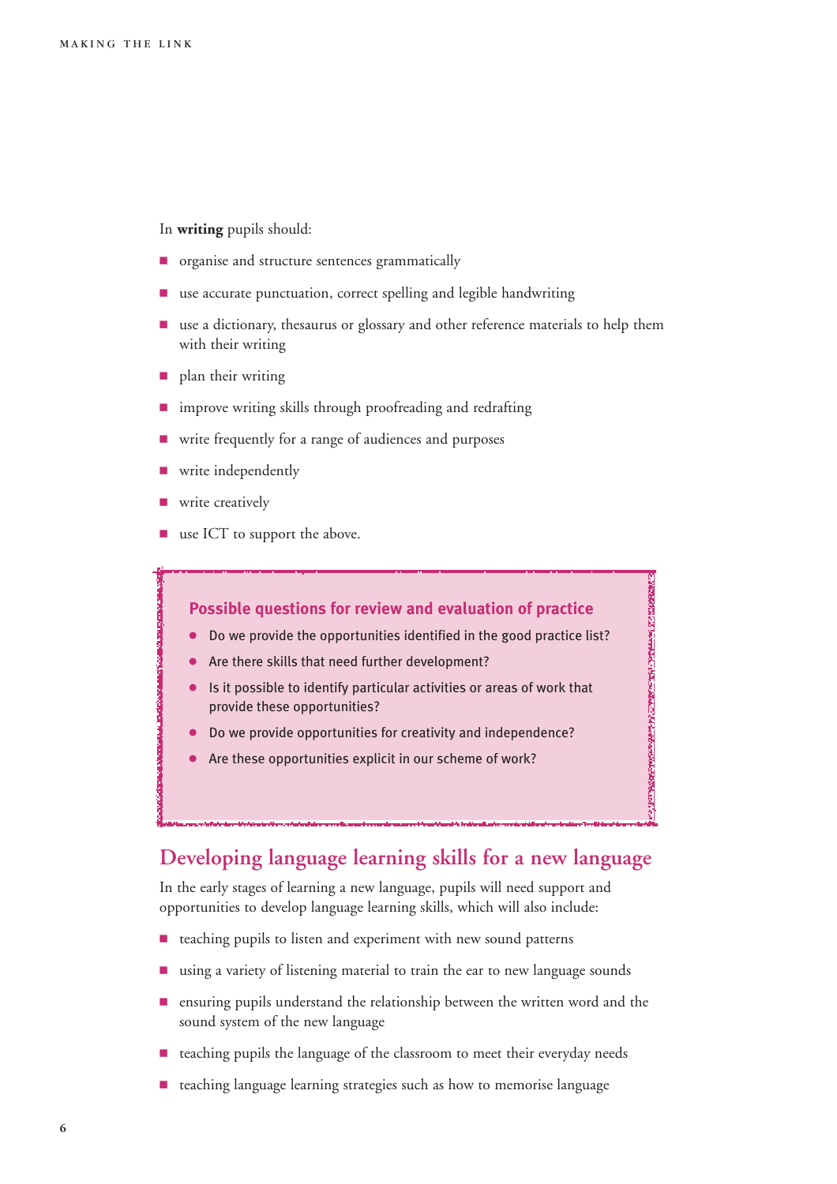In **writing** pupils should:

- organise and structure sentences grammatically
- use accurate punctuation, correct spelling and legible handwriting
- use a dictionary, thesaurus or glossary and other reference materials to help them with their writing
- plan their writing
- improve writing skills through proofreading and redrafting
- write frequently for a range of audiences and purposes
- write independently
- write creatively
- use ICT to support the above.

### Possible questions for review and evaluation of practice

- Do we provide the opportunities identified in the good practice list?
- Are there skills that need further development?
- Is it possible to identify particular activities or areas of work that provide these opportunities?
- Do we provide opportunities for creativity and independence?
- Are these opportunities explicit in our scheme of work?

## Developing language learning skills for a new language

In the early stages of learning a new language, pupils will need support and opportunities to develop language learning skills, which will also include:

- teaching pupils to listen and experiment with new sound patterns
- using a variety of listening material to train the ear to new language sounds
- ensuring pupils understand the relationship between the written word and the sound system of the new language
- teaching pupils the language of the classroom to meet their everyday needs
- teaching language learning strategies such as how to memorise language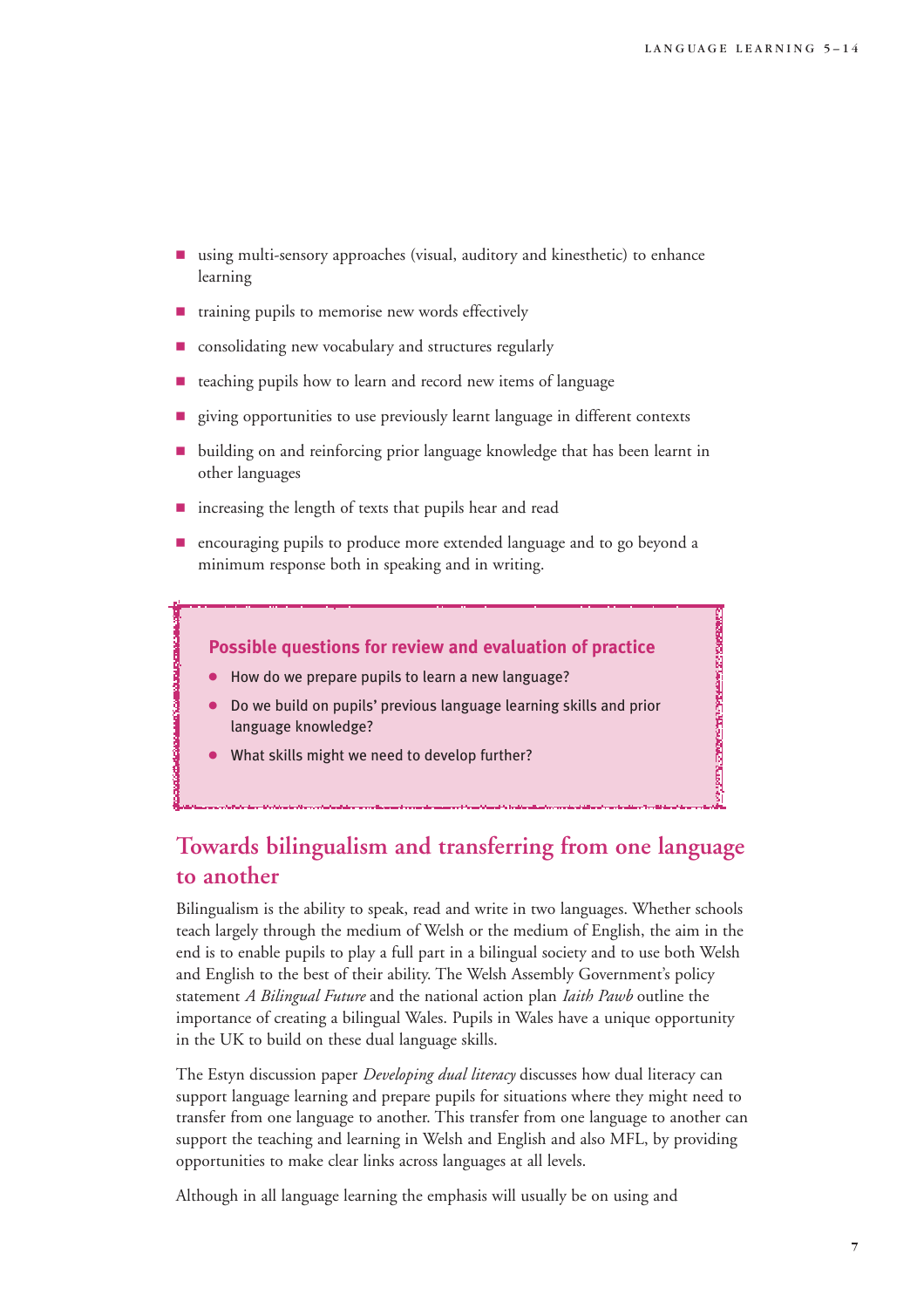- using multi-sensory approaches (visual, auditory and kinesthetic) to enhance learning
- training pupils to memorise new words effectively
- consolidating new vocabulary and structures regularly
- teaching pupils how to learn and record new items of language
- giving opportunities to use previously learnt language in different contexts
- building on and reinforcing prior language knowledge that has been learnt in other languages
- increasing the length of texts that pupils hear and read
- encouraging pupils to produce more extended language and to go beyond a minimum response both in speaking and in writing.

**Possible questions for review and evaluation of practice**

- How do we prepare pupils to learn a new language?
- Do we build on pupils' previous language learning skills and prior language knowledge?
- What skills might we need to develop further?

## Towards bilingualism and transferring from one language to another

Bilingualism is the ability to speak, read and write in two languages. Whether schools teach largely through the medium of Welsh or the medium of English, the aim in the end is to enable pupils to play a full part in a bilingual society and to use both Welsh and English to the best of their ability. The Welsh Assembly Government's policy statement *A Bilingual Future* and the national action plan *Iaith Pawb* outline the importance of creating a bilingual Wales. Pupils in Wales have a unique opportunity in the UK to build on these dual language skills.

The Estyn discussion paper *Developing dual literacy* discusses how dual literacy can support language learning and prepare pupils for situations where they might need to transfer from one language to another. This transfer from one language to another can support the teaching and learning in Welsh and English and also MFL, by providing opportunities to make clear links across languages at all levels.

Although in all language learning the emphasis will usually be on using and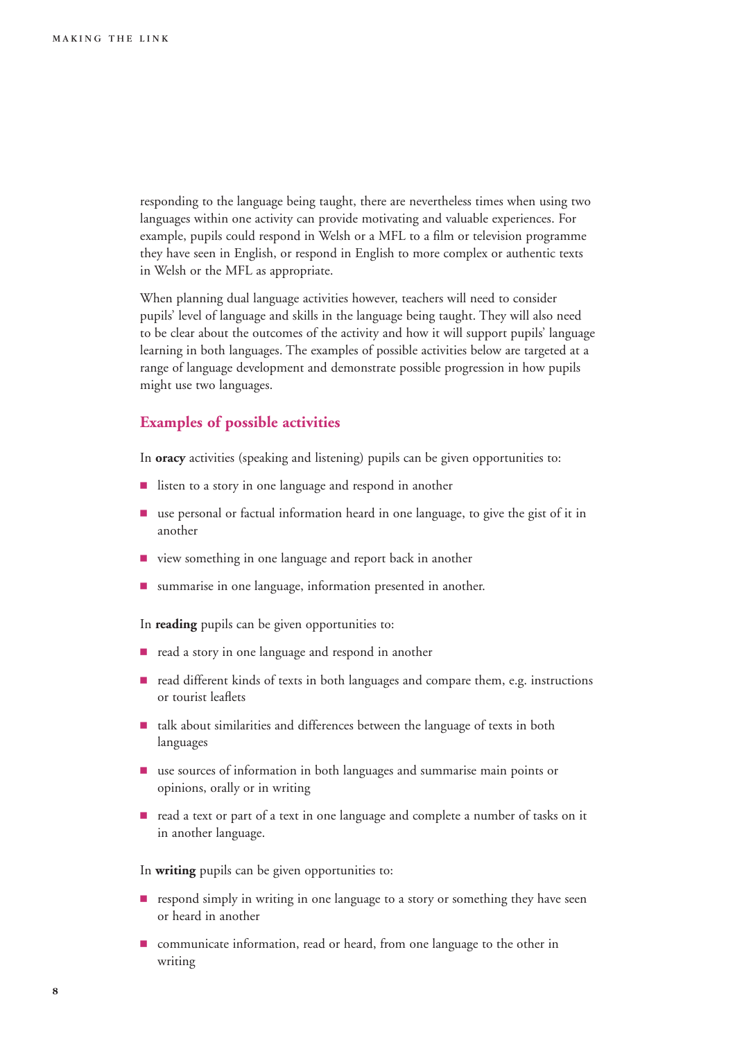responding to the language being taught, there are nevertheless times when using two languages within one activity can provide motivating and valuable experiences. For example, pupils could respond in Welsh or a MFL to a film or television programme they have seen in English, or respond in English to more complex or authentic texts in Welsh or the MFL as appropriate.

When planning dual language activities however, teachers will need to consider pupils' level of language and skills in the language being taught. They will also need to be clear about the outcomes of the activity and how it will support pupils' language learning in both languages. The examples of possible activities below are targeted at a range of language development and demonstrate possible progression in how pupils might use two languages.

### Examples of possible activities

In **oracy** activities (speaking and listening) pupils can be given opportunities to:

- listen to a story in one language and respond in another
- use personal or factual information heard in one language, to give the gist of it in another
- view something in one language and report back in another
- summarise in one language, information presented in another.

In **reading** pupils can be given opportunities to:

- read a story in one language and respond in another
- read different kinds of texts in both languages and compare them, e.g. instructions or tourist leaflets
- talk about similarities and differences between the language of texts in both languages
- use sources of information in both languages and summarise main points or opinions, orally or in writing
- read a text or part of a text in one language and complete a number of tasks on it in another language.

In **writing** pupils can be given opportunities to:

- respond simply in writing in one language to a story or something they have seen or heard in another
- communicate information, read or heard, from one language to the other in writing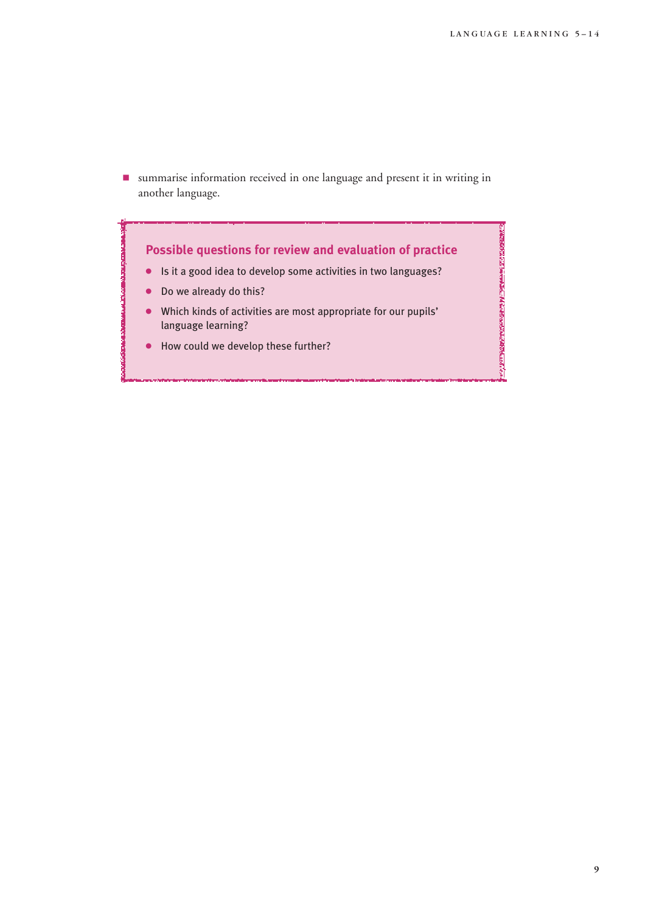- summarise information received in one language and present it in writing in another language.

### Possible questions for review and evaluation of practice

- Is it a good idea to develop some activities in two languages?
- Do we already do this?
- Which kinds of activities are most appropriate for our pupils' language learning?
- How could we develop these further?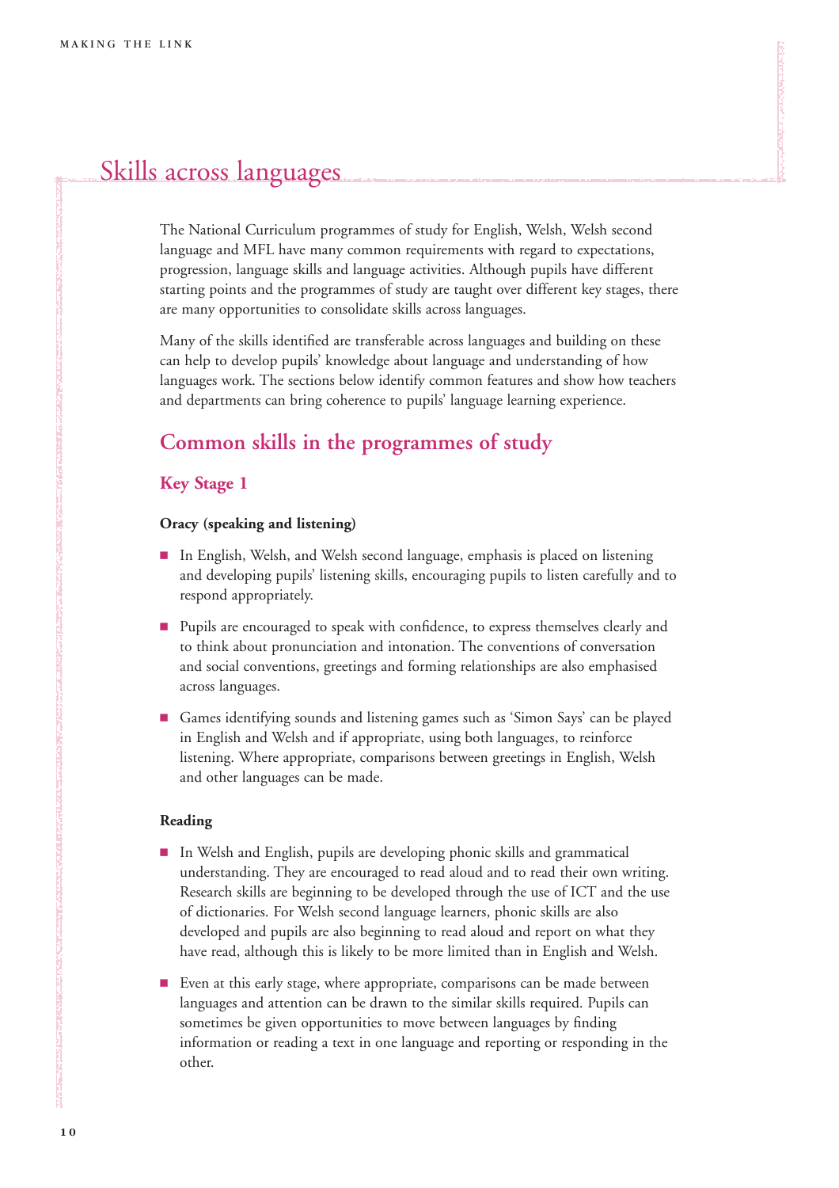# Skills across languages

The National Curriculum programmes of study for English, Welsh, Welsh second language and MFL have many common requirements with regard to expectations, progression, language skills and language activities. Although pupils have different starting points and the programmes of study are taught over different key stages, there are many opportunities to consolidate skills across languages.

Many of the skills identified are transferable across languages and building on these can help to develop pupils' knowledge about language and understanding of how languages work. The sections below identify common features and show how teachers and departments can bring coherence to pupils' language learning experience.

## Common skills in the programmes of study

### Key Stage 1

**Oracy (speaking and listening)**

- In English, Welsh, and Welsh second language, emphasis is placed on listening and developing pupils' listening skills, encouraging pupils to listen carefully and to respond appropriately.
- Pupils are encouraged to speak with confidence, to express themselves clearly and to think about pronunciation and intonation. The conventions of conversation and social conventions, greetings and forming relationships are also emphasised across languages.
- Games identifying sounds and listening games such as 'Simon Says' can be played in English and Welsh and if appropriate, using both languages, to reinforce listening. Where appropriate, comparisons between greetings in English, Welsh and other languages can be made.

**Reading**

- In Welsh and English, pupils are developing phonic skills and grammatical understanding. They are encouraged to read aloud and to read their own writing. Research skills are beginning to be developed through the use of ICT and the use of dictionaries. For Welsh second language learners, phonic skills are also developed and pupils are also beginning to read aloud and report on what they have read, although this is likely to be more limited than in English and Welsh.
- Even at this early stage, where appropriate, comparisons can be made between languages and attention can be drawn to the similar skills required. Pupils can sometimes be given opportunities to move between languages by finding information or reading a text in one language and reporting or responding in the other.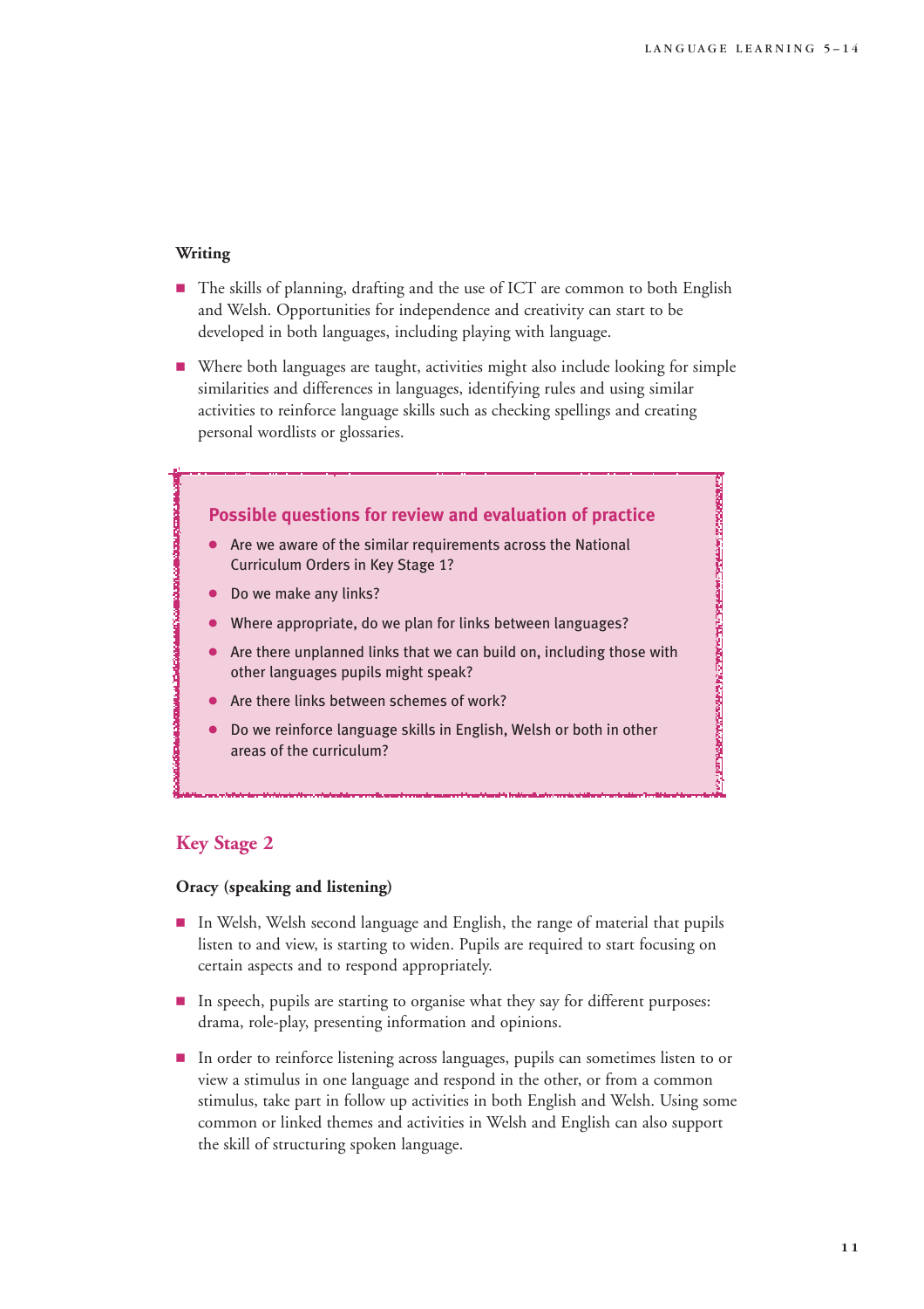### Writing

- The skills of planning, drafting and the use of ICT are common to both English and Welsh. Opportunities for independence and creativity can start to be developed in both languages, including playing with language.
- Where both languages are taught, activities might also include looking for simple similarities and differences in languages, identifying rules and using similar activities to reinforce language skills such as checking spellings and creating personal wordlists or glossaries.

**Possible questions for review and evaluation of practice**

- Are we aware of the similar requirements across the National Curriculum Orders in Key Stage 1?
- Do we make any links?
- Where appropriate, do we plan for links between languages?
- Are there unplanned links that we can build on, including those with other languages pupils might speak?
- Are there links between schemes of work?
- Do we reinforce language skills in English, Welsh or both in other areas of the curriculum?

## Key Stage 2

### Oracy (speaking and listening)

- In Welsh, Welsh second language and English, the range of material that pupils listen to and view, is starting to widen. Pupils are required to start focusing on certain aspects and to respond appropriately.
- In speech, pupils are starting to organise what they say for different purposes: drama, role-play, presenting information and opinions.
- In order to reinforce listening across languages, pupils can sometimes listen to or view a stimulus in one language and respond in the other, or from a common stimulus, take part in follow up activities in both English and Welsh. Using some common or linked themes and activities in Welsh and English can also support the skill of structuring spoken language.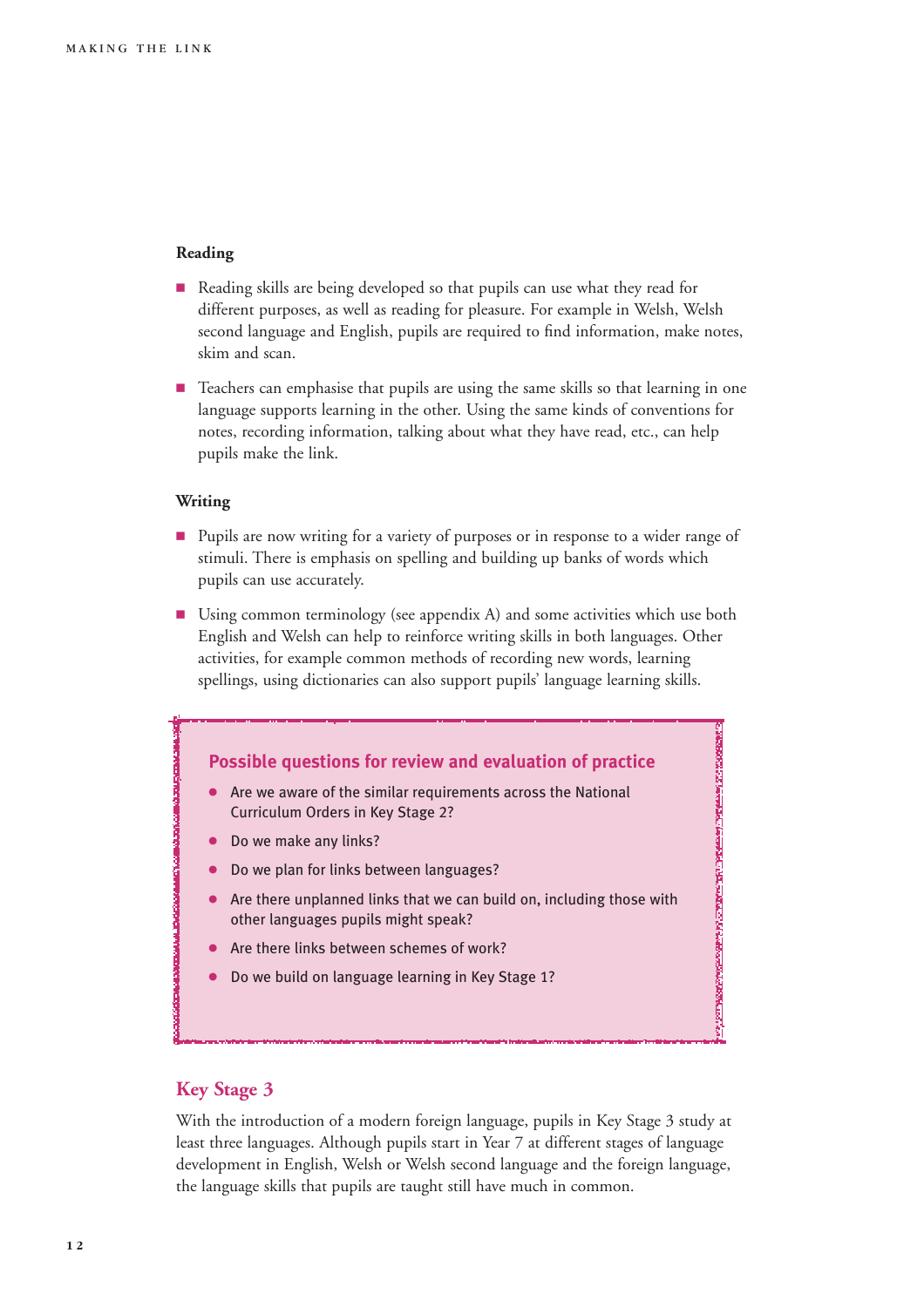### Reading

- Reading skills are being developed so that pupils can use what they read for different purposes, as well as reading for pleasure. For example in Welsh, Welsh second language and English, pupils are required to find information, make notes, skim and scan.
- Teachers can emphasise that pupils are using the same skills so that learning in one language supports learning in the other. Using the same kinds of conventions for notes, recording information, talking about what they have read, etc., can help pupils make the link.

### Writing

- Pupils are now writing for a variety of purposes or in response to a wider range of stimuli. There is emphasis on spelling and building up banks of words which pupils can use accurately.
- Using common terminology (see appendix A) and some activities which use both English and Welsh can help to reinforce writing skills in both languages. Other activities, for example common methods of recording new words, learning spellings, using dictionaries can also support pupils' language learning skills.

> **Possible questions for review and evaluation of practice**
>
> - Are we aware of the similar requirements across the National Curriculum Orders in Key Stage 2?
> - Do we make any links?
> - Do we plan for links between languages?
> - Are there unplanned links that we can build on, including those with other languages pupils might speak?
> - Are there links between schemes of work?
> - Do we build on language learning in Key Stage 1?

## Key Stage 3

With the introduction of a modern foreign language, pupils in Key Stage 3 study at least three languages. Although pupils start in Year 7 at different stages of language development in English, Welsh or Welsh second language and the foreign language, the language skills that pupils are taught still have much in common.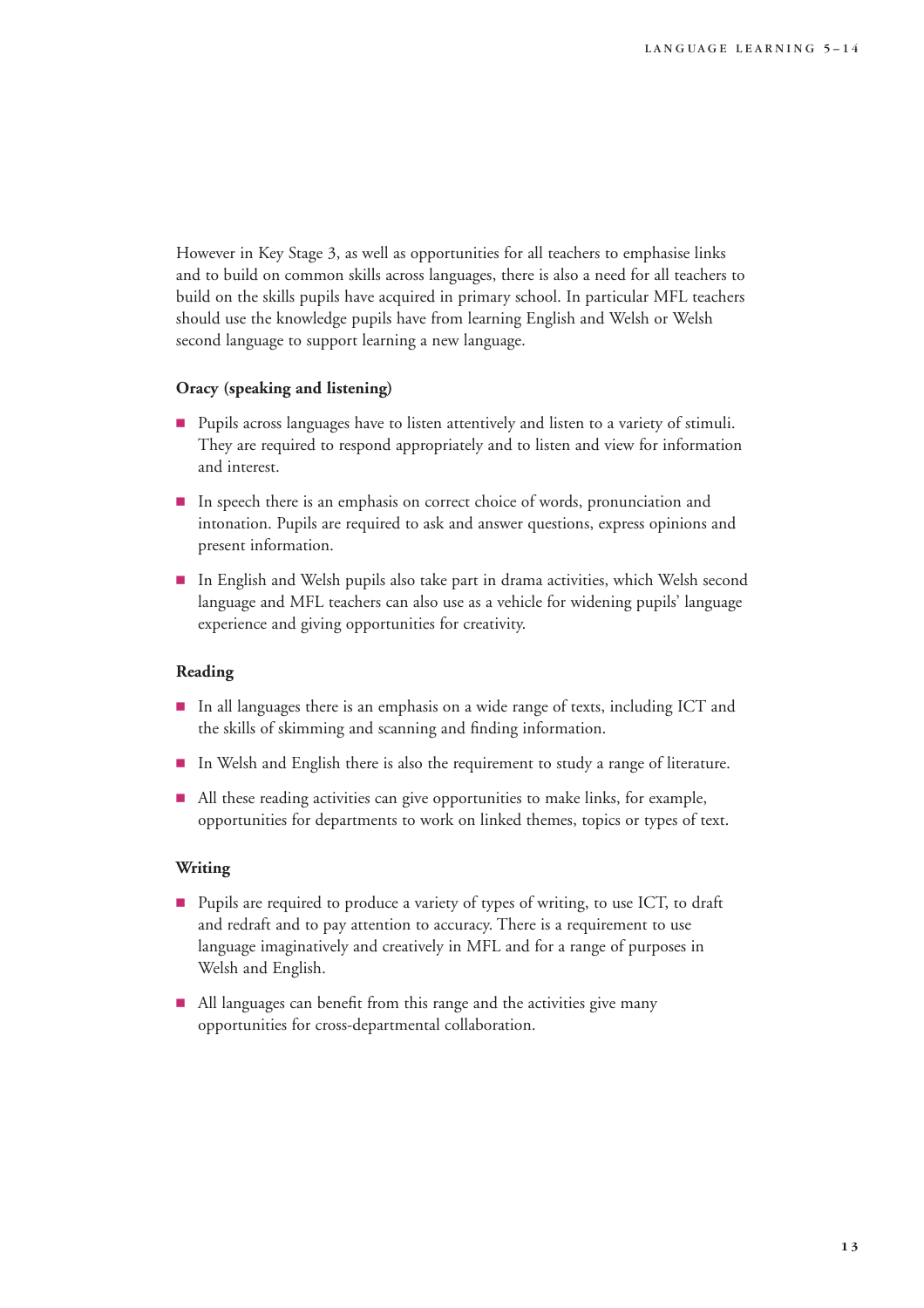However in Key Stage 3, as well as opportunities for all teachers to emphasise links and to build on common skills across languages, there is also a need for all teachers to build on the skills pupils have acquired in primary school. In particular MFL teachers should use the knowledge pupils have from learning English and Welsh or Welsh second language to support learning a new language.

**Oracy (speaking and listening)**

- Pupils across languages have to listen attentively and listen to a variety of stimuli. They are required to respond appropriately and to listen and view for information and interest.
- In speech there is an emphasis on correct choice of words, pronunciation and intonation. Pupils are required to ask and answer questions, express opinions and present information.
- In English and Welsh pupils also take part in drama activities, which Welsh second language and MFL teachers can also use as a vehicle for widening pupils' language experience and giving opportunities for creativity.

**Reading**

- In all languages there is an emphasis on a wide range of texts, including ICT and the skills of skimming and scanning and finding information.
- In Welsh and English there is also the requirement to study a range of literature.
- All these reading activities can give opportunities to make links, for example, opportunities for departments to work on linked themes, topics or types of text.

**Writing**

- Pupils are required to produce a variety of types of writing, to use ICT, to draft and redraft and to pay attention to accuracy. There is a requirement to use language imaginatively and creatively in MFL and for a range of purposes in Welsh and English.
- All languages can benefit from this range and the activities give many opportunities for cross-departmental collaboration.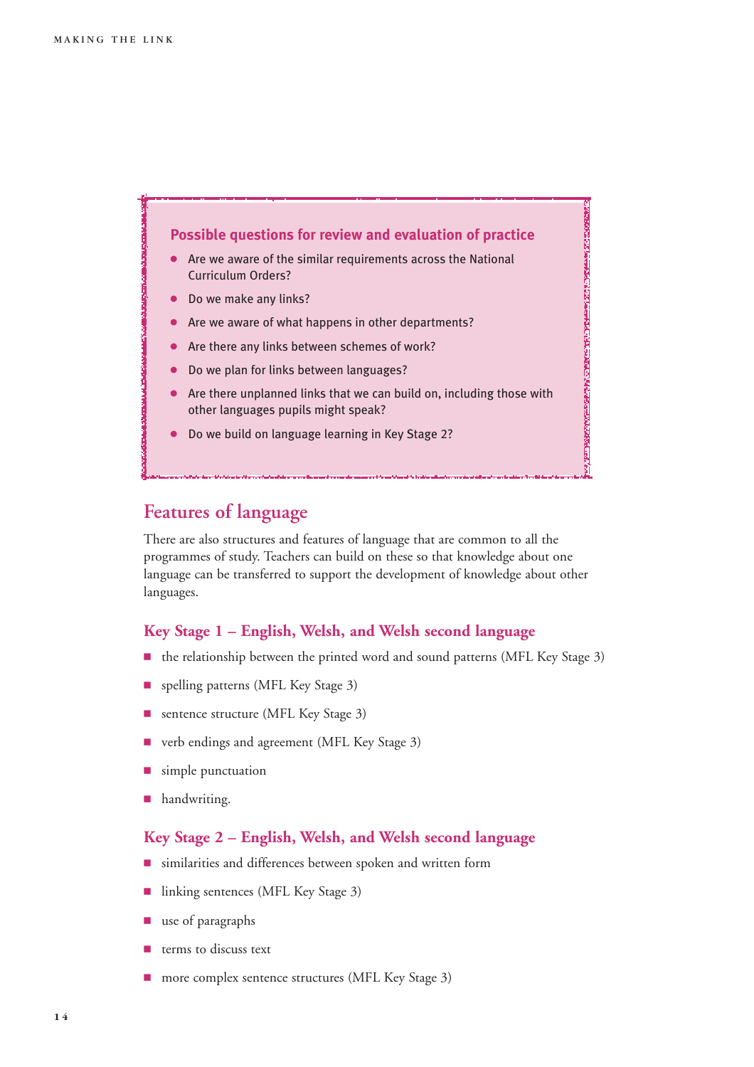### Possible questions for review and evaluation of practice

- Are we aware of the similar requirements across the National Curriculum Orders?
- Do we make any links?
- Are we aware of what happens in other departments?
- Are there any links between schemes of work?
- Do we plan for links between languages?
- Are there unplanned links that we can build on, including those with other languages pupils might speak?
- Do we build on language learning in Key Stage 2?

## Features of language

There are also structures and features of language that are common to all the programmes of study. Teachers can build on these so that knowledge about one language can be transferred to support the development of knowledge about other languages.

### Key Stage 1 – English, Welsh, and Welsh second language

- the relationship between the printed word and sound patterns (MFL Key Stage 3)
- spelling patterns (MFL Key Stage 3)
- sentence structure (MFL Key Stage 3)
- verb endings and agreement (MFL Key Stage 3)
- simple punctuation
- handwriting.

### Key Stage 2 – English, Welsh, and Welsh second language

- similarities and differences between spoken and written form
- linking sentences (MFL Key Stage 3)
- use of paragraphs
- terms to discuss text
- more complex sentence structures (MFL Key Stage 3)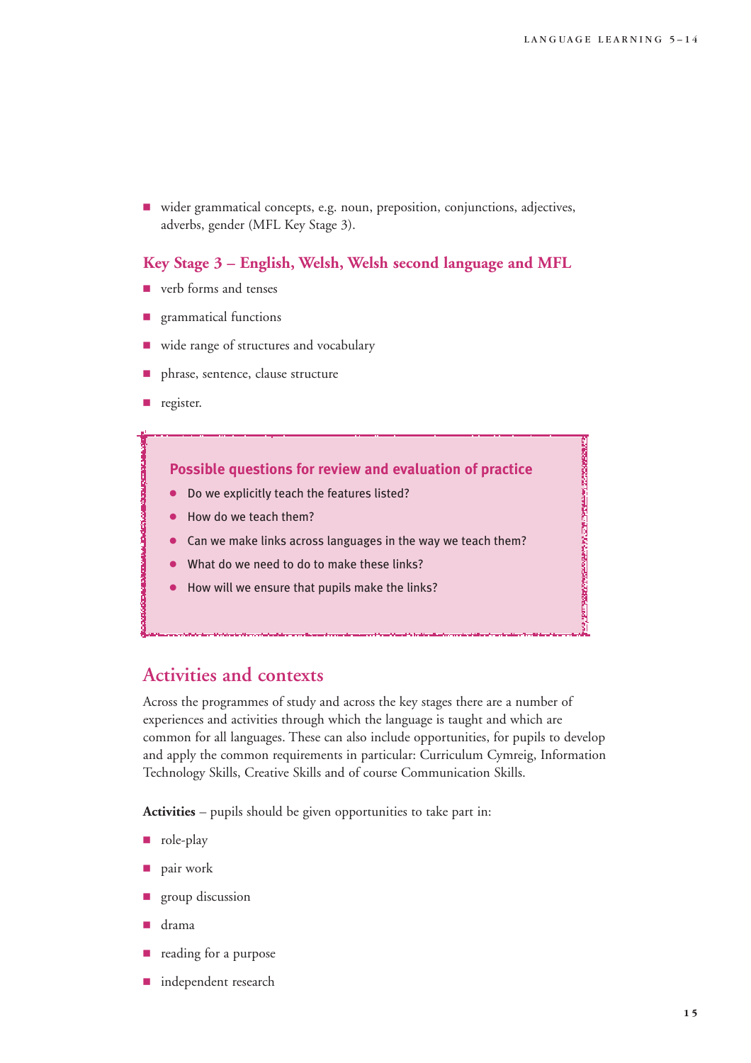- wider grammatical concepts, e.g. noun, preposition, conjunctions, adjectives, adverbs, gender (MFL Key Stage 3).

### Key Stage 3 – English, Welsh, Welsh second language and MFL

- verb forms and tenses
- grammatical functions
- wide range of structures and vocabulary
- phrase, sentence, clause structure
- register.

> **Possible questions for review and evaluation of practice**
>
> - Do we explicitly teach the features listed?
> - How do we teach them?
> - Can we make links across languages in the way we teach them?
> - What do we need to do to make these links?
> - How will we ensure that pupils make the links?

## Activities and contexts

Across the programmes of study and across the key stages there are a number of experiences and activities through which the language is taught and which are common for all languages. These can also include opportunities, for pupils to develop and apply the common requirements in particular: Curriculum Cymreig, Information Technology Skills, Creative Skills and of course Communication Skills.

**Activities** – pupils should be given opportunities to take part in:

- role-play
- pair work
- group discussion
- drama
- reading for a purpose
- independent research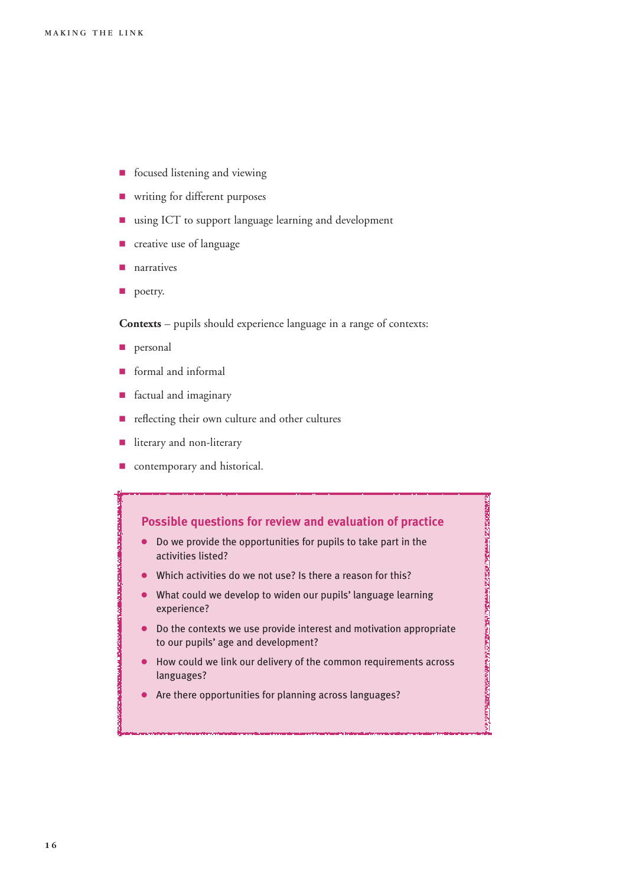- focused listening and viewing
- writing for different purposes
- using ICT to support language learning and development
- creative use of language
- narratives
- poetry.

**Contexts** – pupils should experience language in a range of contexts:

- personal
- formal and informal
- factual and imaginary
- reflecting their own culture and other cultures
- literary and non-literary
- contemporary and historical.

### Possible questions for review and evaluation of practice

- Do we provide the opportunities for pupils to take part in the activities listed?
- Which activities do we not use? Is there a reason for this?
- What could we develop to widen our pupils' language learning experience?
- Do the contexts we use provide interest and motivation appropriate to our pupils' age and development?
- How could we link our delivery of the common requirements across languages?
- Are there opportunities for planning across languages?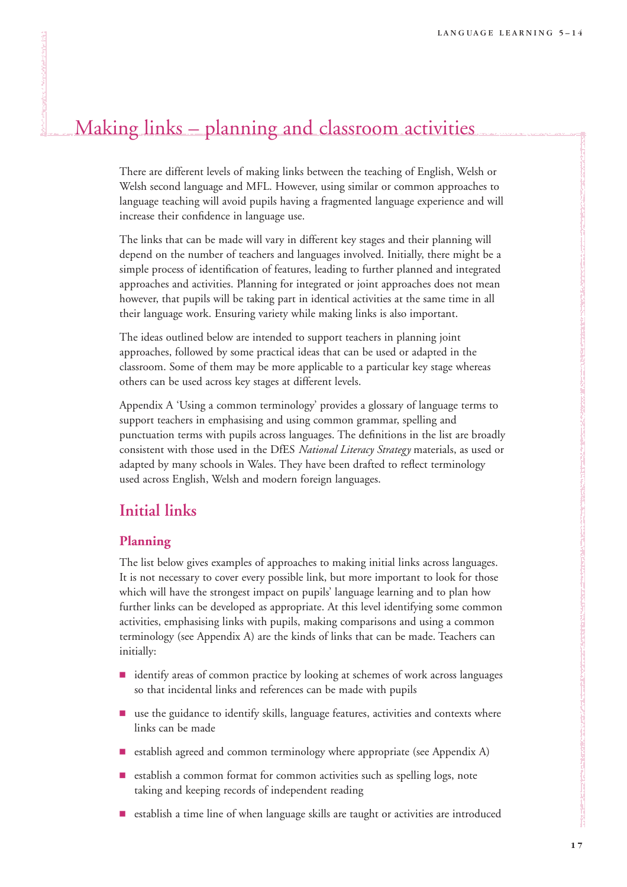# Making links – planning and classroom activities

There are different levels of making links between the teaching of English, Welsh or Welsh second language and MFL. However, using similar or common approaches to language teaching will avoid pupils having a fragmented language experience and will increase their confidence in language use.

The links that can be made will vary in different key stages and their planning will depend on the number of teachers and languages involved. Initially, there might be a simple process of identification of features, leading to further planned and integrated approaches and activities. Planning for integrated or joint approaches does not mean however, that pupils will be taking part in identical activities at the same time in all their language work. Ensuring variety while making links is also important.

The ideas outlined below are intended to support teachers in planning joint approaches, followed by some practical ideas that can be used or adapted in the classroom. Some of them may be more applicable to a particular key stage whereas others can be used across key stages at different levels.

Appendix A 'Using a common terminology' provides a glossary of language terms to support teachers in emphasising and using common grammar, spelling and punctuation terms with pupils across languages. The definitions in the list are broadly consistent with those used in the DfES *National Literacy Strategy* materials, as used or adapted by many schools in Wales. They have been drafted to reflect terminology used across English, Welsh and modern foreign languages.

## Initial links

### Planning

The list below gives examples of approaches to making initial links across languages. It is not necessary to cover every possible link, but more important to look for those which will have the strongest impact on pupils' language learning and to plan how further links can be developed as appropriate. At this level identifying some common activities, emphasising links with pupils, making comparisons and using a common terminology (see Appendix A) are the kinds of links that can be made. Teachers can initially:

- identify areas of common practice by looking at schemes of work across languages so that incidental links and references can be made with pupils
- use the guidance to identify skills, language features, activities and contexts where links can be made
- establish agreed and common terminology where appropriate (see Appendix A)
- establish a common format for common activities such as spelling logs, note taking and keeping records of independent reading
- establish a time line of when language skills are taught or activities are introduced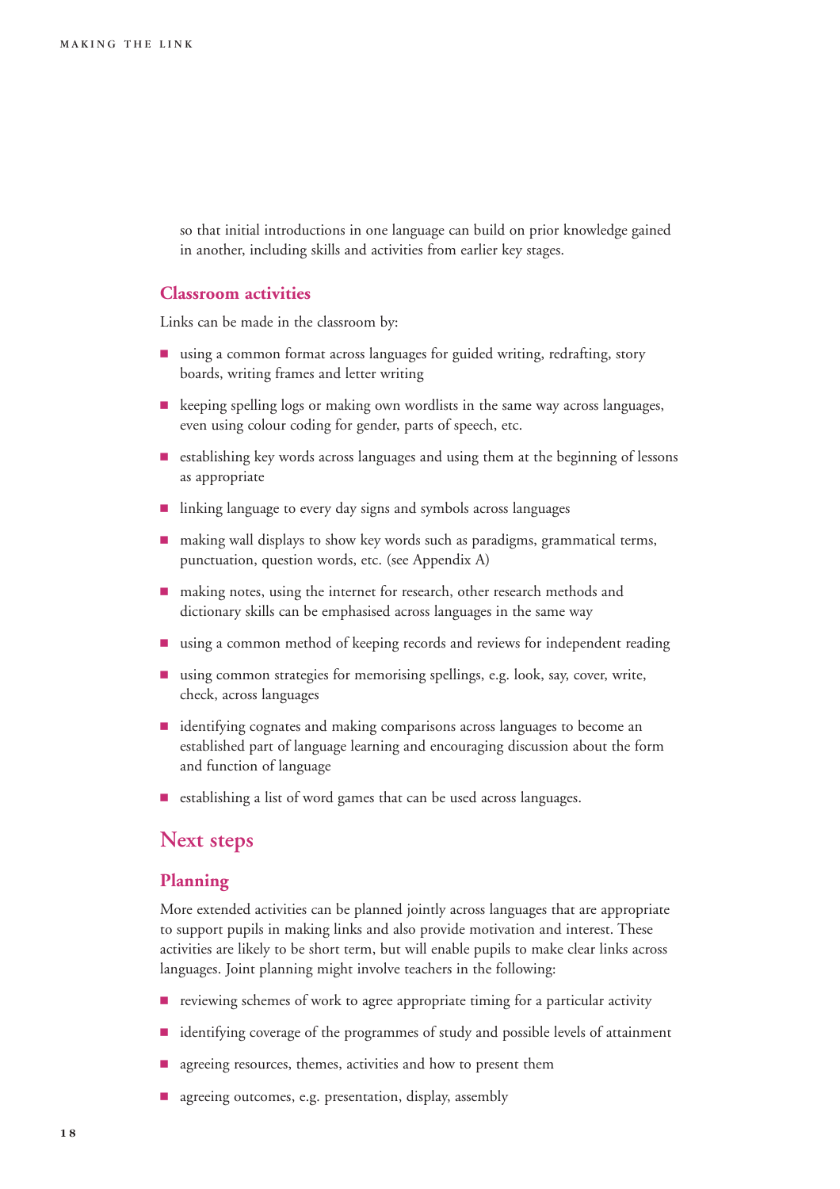so that initial introductions in one language can build on prior knowledge gained in another, including skills and activities from earlier key stages.

### Classroom activities

Links can be made in the classroom by:

- using a common format across languages for guided writing, redrafting, story boards, writing frames and letter writing
- keeping spelling logs or making own wordlists in the same way across languages, even using colour coding for gender, parts of speech, etc.
- establishing key words across languages and using them at the beginning of lessons as appropriate
- linking language to every day signs and symbols across languages
- making wall displays to show key words such as paradigms, grammatical terms, punctuation, question words, etc. (see Appendix A)
- making notes, using the internet for research, other research methods and dictionary skills can be emphasised across languages in the same way
- using a common method of keeping records and reviews for independent reading
- using common strategies for memorising spellings, e.g. look, say, cover, write, check, across languages
- identifying cognates and making comparisons across languages to become an established part of language learning and encouraging discussion about the form and function of language
- establishing a list of word games that can be used across languages.

## Next steps

### Planning

More extended activities can be planned jointly across languages that are appropriate to support pupils in making links and also provide motivation and interest. These activities are likely to be short term, but will enable pupils to make clear links across languages. Joint planning might involve teachers in the following:

- reviewing schemes of work to agree appropriate timing for a particular activity
- identifying coverage of the programmes of study and possible levels of attainment
- agreeing resources, themes, activities and how to present them
- agreeing outcomes, e.g. presentation, display, assembly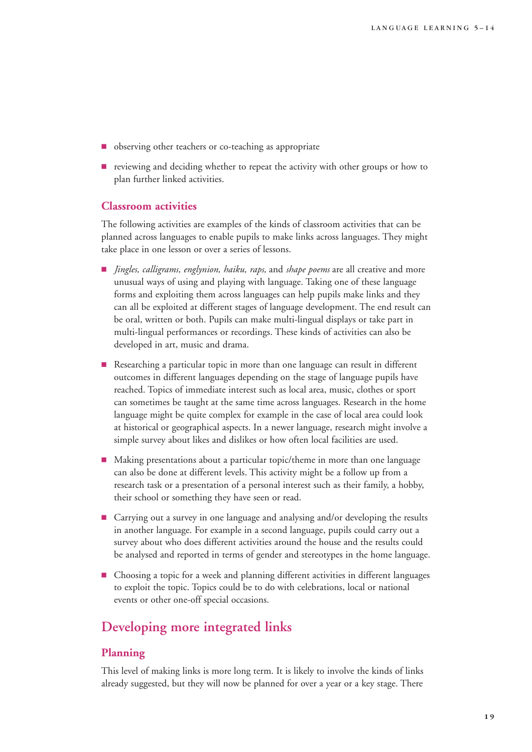- observing other teachers or co-teaching as appropriate
- reviewing and deciding whether to repeat the activity with other groups or how to plan further linked activities.

### Classroom activities

The following activities are examples of the kinds of classroom activities that can be planned across languages to enable pupils to make links across languages. They might take place in one lesson or over a series of lessons.

- *Jingles, calligrams, englynion, haiku, raps,* and *shape poems* are all creative and more unusual ways of using and playing with language. Taking one of these language forms and exploiting them across languages can help pupils make links and they can all be exploited at different stages of language development. The end result can be oral, written or both. Pupils can make multi-lingual displays or take part in multi-lingual performances or recordings. These kinds of activities can also be developed in art, music and drama.
- Researching a particular topic in more than one language can result in different outcomes in different languages depending on the stage of language pupils have reached. Topics of immediate interest such as local area, music, clothes or sport can sometimes be taught at the same time across languages. Research in the home language might be quite complex for example in the case of local area could look at historical or geographical aspects. In a newer language, research might involve a simple survey about likes and dislikes or how often local facilities are used.
- Making presentations about a particular topic/theme in more than one language can also be done at different levels. This activity might be a follow up from a research task or a presentation of a personal interest such as their family, a hobby, their school or something they have seen or read.
- Carrying out a survey in one language and analysing and/or developing the results in another language. For example in a second language, pupils could carry out a survey about who does different activities around the house and the results could be analysed and reported in terms of gender and stereotypes in the home language.
- Choosing a topic for a week and planning different activities in different languages to exploit the topic. Topics could be to do with celebrations, local or national events or other one-off special occasions.

## Developing more integrated links

### Planning

This level of making links is more long term. It is likely to involve the kinds of links already suggested, but they will now be planned for over a year or a key stage. There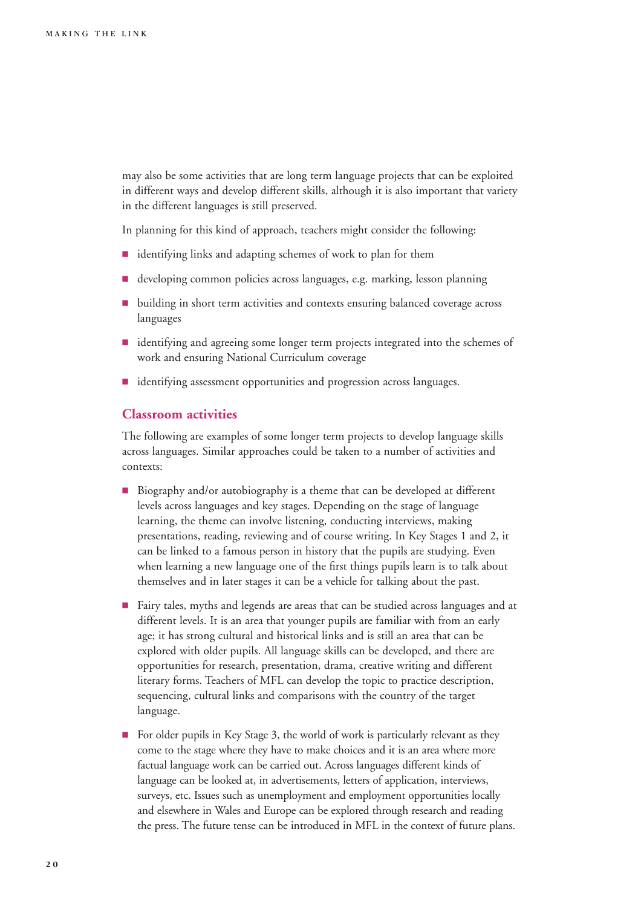may also be some activities that are long term language projects that can be exploited in different ways and develop different skills, although it is also important that variety in the different languages is still preserved.

In planning for this kind of approach, teachers might consider the following:

- identifying links and adapting schemes of work to plan for them
- developing common policies across languages, e.g. marking, lesson planning
- building in short term activities and contexts ensuring balanced coverage across languages
- identifying and agreeing some longer term projects integrated into the schemes of work and ensuring National Curriculum coverage
- identifying assessment opportunities and progression across languages.

## Classroom activities

The following are examples of some longer term projects to develop language skills across languages. Similar approaches could be taken to a number of activities and contexts:

- Biography and/or autobiography is a theme that can be developed at different levels across languages and key stages. Depending on the stage of language learning, the theme can involve listening, conducting interviews, making presentations, reading, reviewing and of course writing. In Key Stages 1 and 2, it can be linked to a famous person in history that the pupils are studying. Even when learning a new language one of the first things pupils learn is to talk about themselves and in later stages it can be a vehicle for talking about the past.
- Fairy tales, myths and legends are areas that can be studied across languages and at different levels. It is an area that younger pupils are familiar with from an early age; it has strong cultural and historical links and is still an area that can be explored with older pupils. All language skills can be developed, and there are opportunities for research, presentation, drama, creative writing and different literary forms. Teachers of MFL can develop the topic to practice description, sequencing, cultural links and comparisons with the country of the target language.
- For older pupils in Key Stage 3, the world of work is particularly relevant as they come to the stage where they have to make choices and it is an area where more factual language work can be carried out. Across languages different kinds of language can be looked at, in advertisements, letters of application, interviews, surveys, etc. Issues such as unemployment and employment opportunities locally and elsewhere in Wales and Europe can be explored through research and reading the press. The future tense can be introduced in MFL in the context of future plans.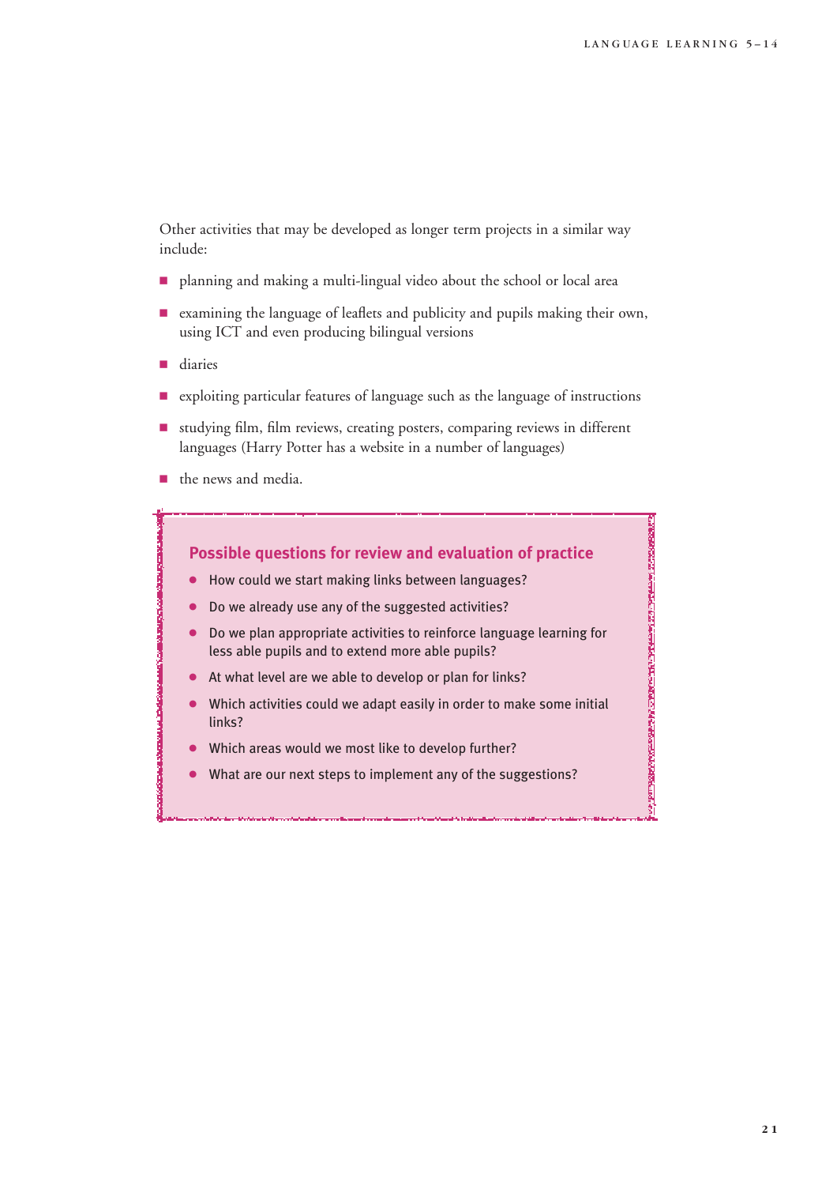Other activities that may be developed as longer term projects in a similar way include:

- planning and making a multi-lingual video about the school or local area
- examining the language of leaflets and publicity and pupils making their own, using ICT and even producing bilingual versions
- diaries
- exploiting particular features of language such as the language of instructions
- studying film, film reviews, creating posters, comparing reviews in different languages (Harry Potter has a website in a number of languages)
- the news and media.

### Possible questions for review and evaluation of practice

- How could we start making links between languages?
- Do we already use any of the suggested activities?
- Do we plan appropriate activities to reinforce language learning for less able pupils and to extend more able pupils?
- At what level are we able to develop or plan for links?
- Which activities could we adapt easily in order to make some initial links?
- Which areas would we most like to develop further?
- What are our next steps to implement any of the suggestions?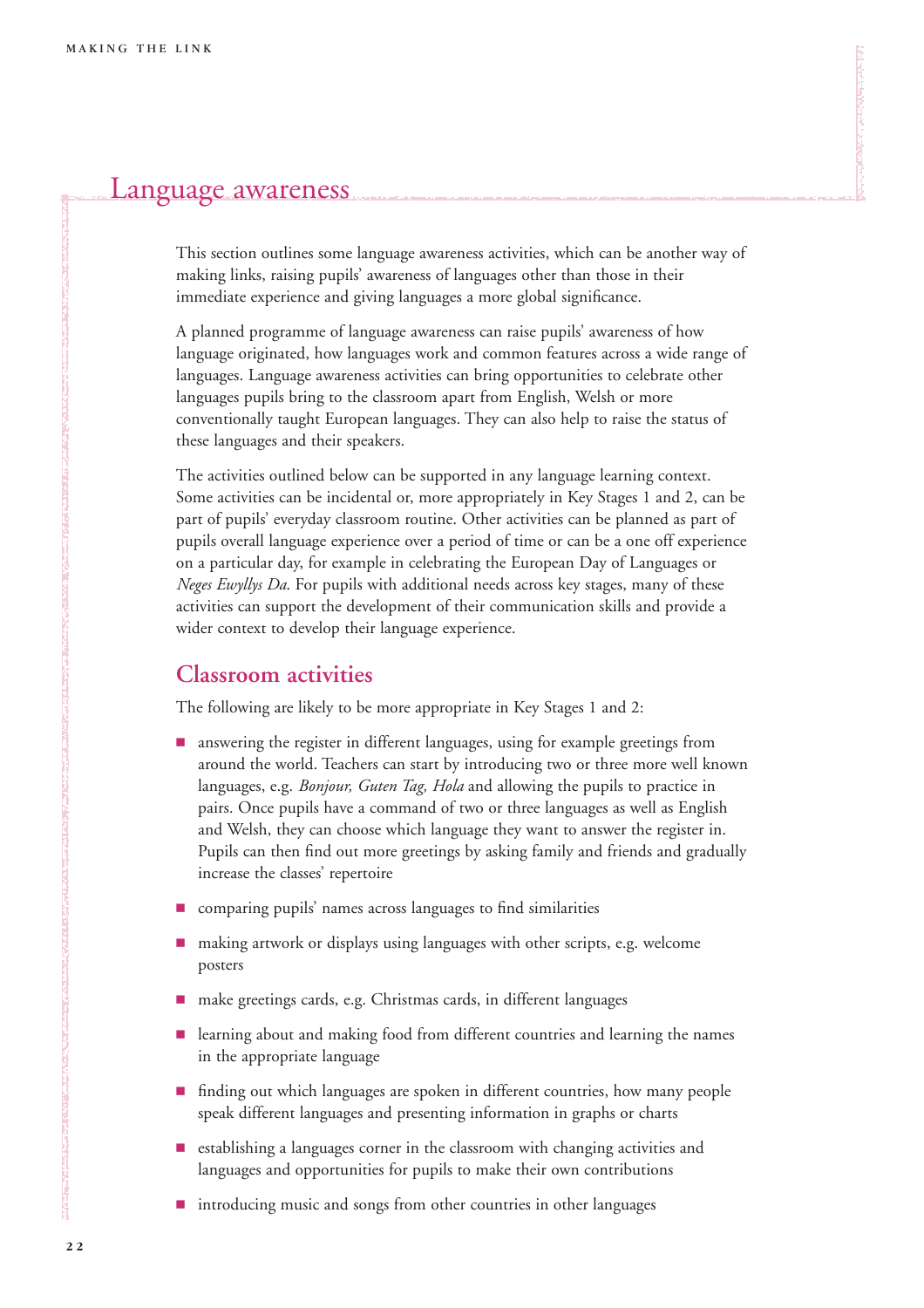# Language awareness

This section outlines some language awareness activities, which can be another way of making links, raising pupils' awareness of languages other than those in their immediate experience and giving languages a more global significance.

A planned programme of language awareness can raise pupils' awareness of how language originated, how languages work and common features across a wide range of languages. Language awareness activities can bring opportunities to celebrate other languages pupils bring to the classroom apart from English, Welsh or more conventionally taught European languages. They can also help to raise the status of these languages and their speakers.

The activities outlined below can be supported in any language learning context. Some activities can be incidental or, more appropriately in Key Stages 1 and 2, can be part of pupils' everyday classroom routine. Other activities can be planned as part of pupils overall language experience over a period of time or can be a one off experience on a particular day, for example in celebrating the European Day of Languages or *Neges Ewyllys Da*. For pupils with additional needs across key stages, many of these activities can support the development of their communication skills and provide a wider context to develop their language experience.

## Classroom activities

The following are likely to be more appropriate in Key Stages 1 and 2:

- answering the register in different languages, using for example greetings from around the world. Teachers can start by introducing two or three more well known languages, e.g. *Bonjour, Guten Tag, Hola* and allowing the pupils to practice in pairs. Once pupils have a command of two or three languages as well as English and Welsh, they can choose which language they want to answer the register in. Pupils can then find out more greetings by asking family and friends and gradually increase the classes' repertoire
- comparing pupils' names across languages to find similarities
- making artwork or displays using languages with other scripts, e.g. welcome posters
- make greetings cards, e.g. Christmas cards, in different languages
- learning about and making food from different countries and learning the names in the appropriate language
- finding out which languages are spoken in different countries, how many people speak different languages and presenting information in graphs or charts
- establishing a languages corner in the classroom with changing activities and languages and opportunities for pupils to make their own contributions
- introducing music and songs from other countries in other languages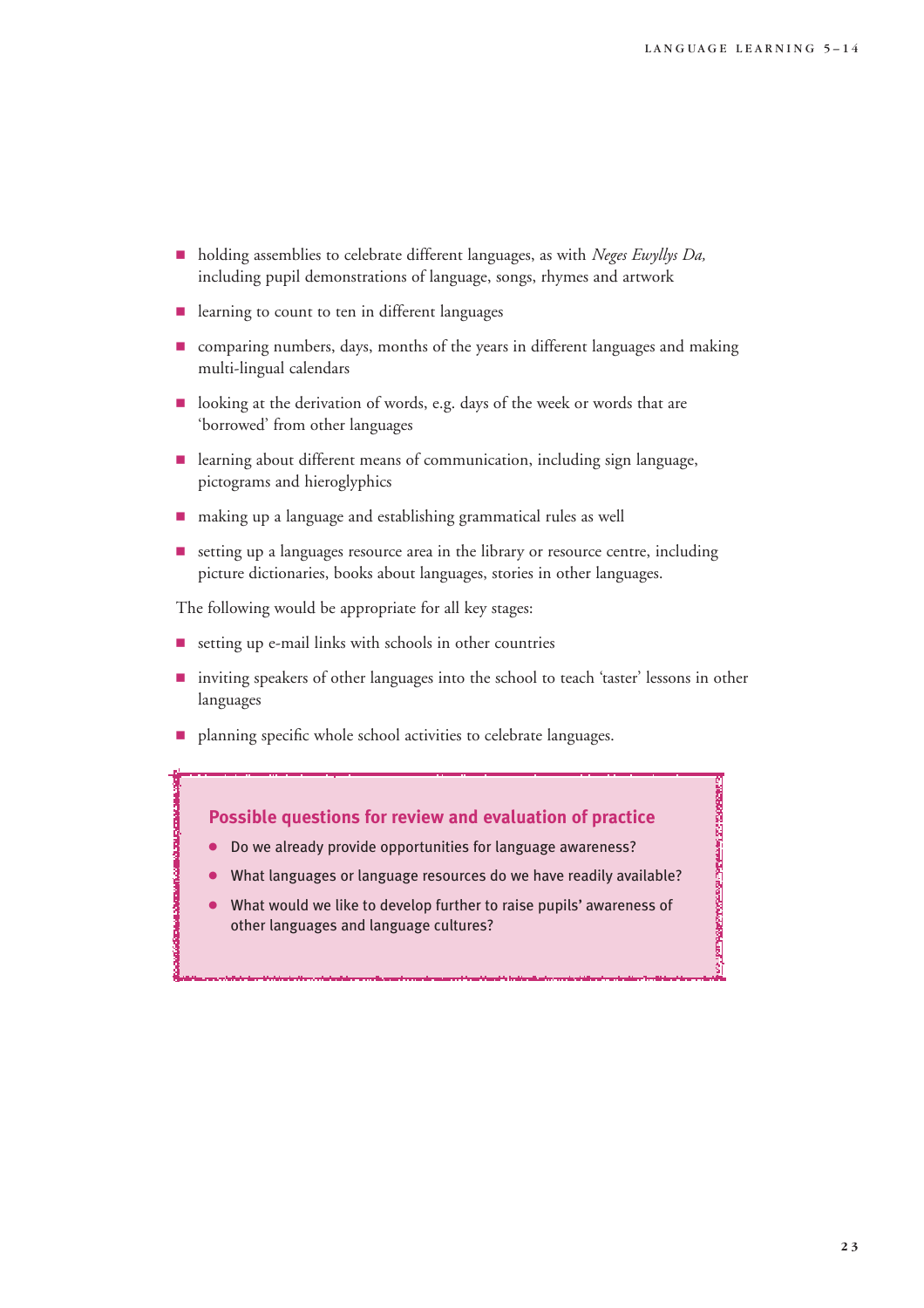- holding assemblies to celebrate different languages, as with *Neges Ewyllys Da,* including pupil demonstrations of language, songs, rhymes and artwork
- learning to count to ten in different languages
- comparing numbers, days, months of the years in different languages and making multi-lingual calendars
- looking at the derivation of words, e.g. days of the week or words that are 'borrowed' from other languages
- learning about different means of communication, including sign language, pictograms and hieroglyphics
- making up a language and establishing grammatical rules as well
- setting up a languages resource area in the library or resource centre, including picture dictionaries, books about languages, stories in other languages.

The following would be appropriate for all key stages:

- setting up e-mail links with schools in other countries
- inviting speakers of other languages into the school to teach 'taster' lessons in other languages
- planning specific whole school activities to celebrate languages.

### Possible questions for review and evaluation of practice

- Do we already provide opportunities for language awareness?
- What languages or language resources do we have readily available?
- What would we like to develop further to raise pupils' awareness of other languages and language cultures?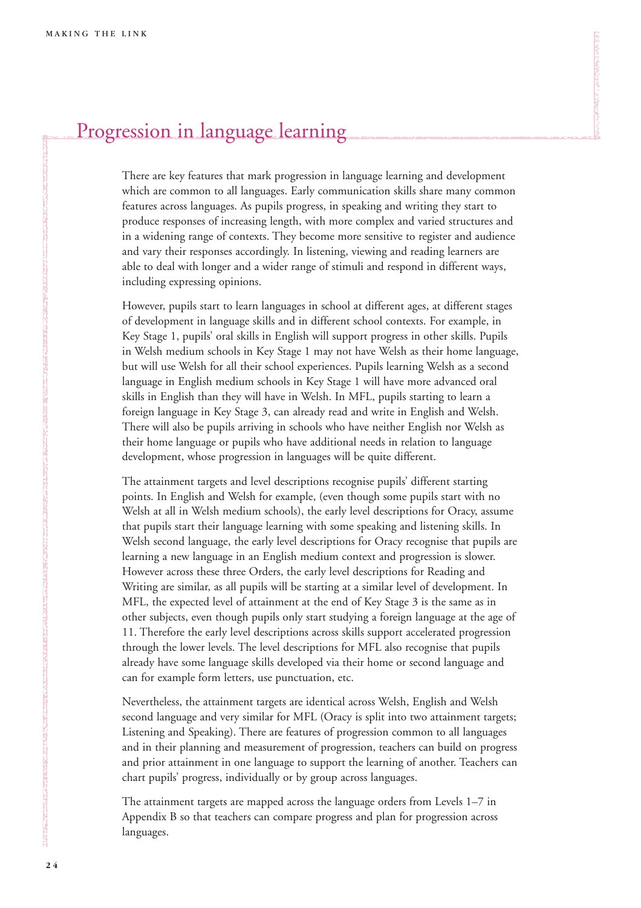## Progression in language learning

There are key features that mark progression in language learning and development which are common to all languages. Early communication skills share many common features across languages. As pupils progress, in speaking and writing they start to produce responses of increasing length, with more complex and varied structures and in a widening range of contexts. They become more sensitive to register and audience and vary their responses accordingly. In listening, viewing and reading learners are able to deal with longer and a wider range of stimuli and respond in different ways, including expressing opinions.

However, pupils start to learn languages in school at different ages, at different stages of development in language skills and in different school contexts. For example, in Key Stage 1, pupils' oral skills in English will support progress in other skills. Pupils in Welsh medium schools in Key Stage 1 may not have Welsh as their home language, but will use Welsh for all their school experiences. Pupils learning Welsh as a second language in English medium schools in Key Stage 1 will have more advanced oral skills in English than they will have in Welsh. In MFL, pupils starting to learn a foreign language in Key Stage 3, can already read and write in English and Welsh. There will also be pupils arriving in schools who have neither English nor Welsh as their home language or pupils who have additional needs in relation to language development, whose progression in languages will be quite different.

The attainment targets and level descriptions recognise pupils' different starting points. In English and Welsh for example, (even though some pupils start with no Welsh at all in Welsh medium schools), the early level descriptions for Oracy, assume that pupils start their language learning with some speaking and listening skills. In Welsh second language, the early level descriptions for Oracy recognise that pupils are learning a new language in an English medium context and progression is slower. However across these three Orders, the early level descriptions for Reading and Writing are similar, as all pupils will be starting at a similar level of development. In MFL, the expected level of attainment at the end of Key Stage 3 is the same as in other subjects, even though pupils only start studying a foreign language at the age of 11. Therefore the early level descriptions across skills support accelerated progression through the lower levels. The level descriptions for MFL also recognise that pupils already have some language skills developed via their home or second language and can for example form letters, use punctuation, etc.

Nevertheless, the attainment targets are identical across Welsh, English and Welsh second language and very similar for MFL (Oracy is split into two attainment targets; Listening and Speaking). There are features of progression common to all languages and in their planning and measurement of progression, teachers can build on progress and prior attainment in one language to support the learning of another. Teachers can chart pupils' progress, individually or by group across languages.

The attainment targets are mapped across the language orders from Levels 1–7 in Appendix B so that teachers can compare progress and plan for progression across languages.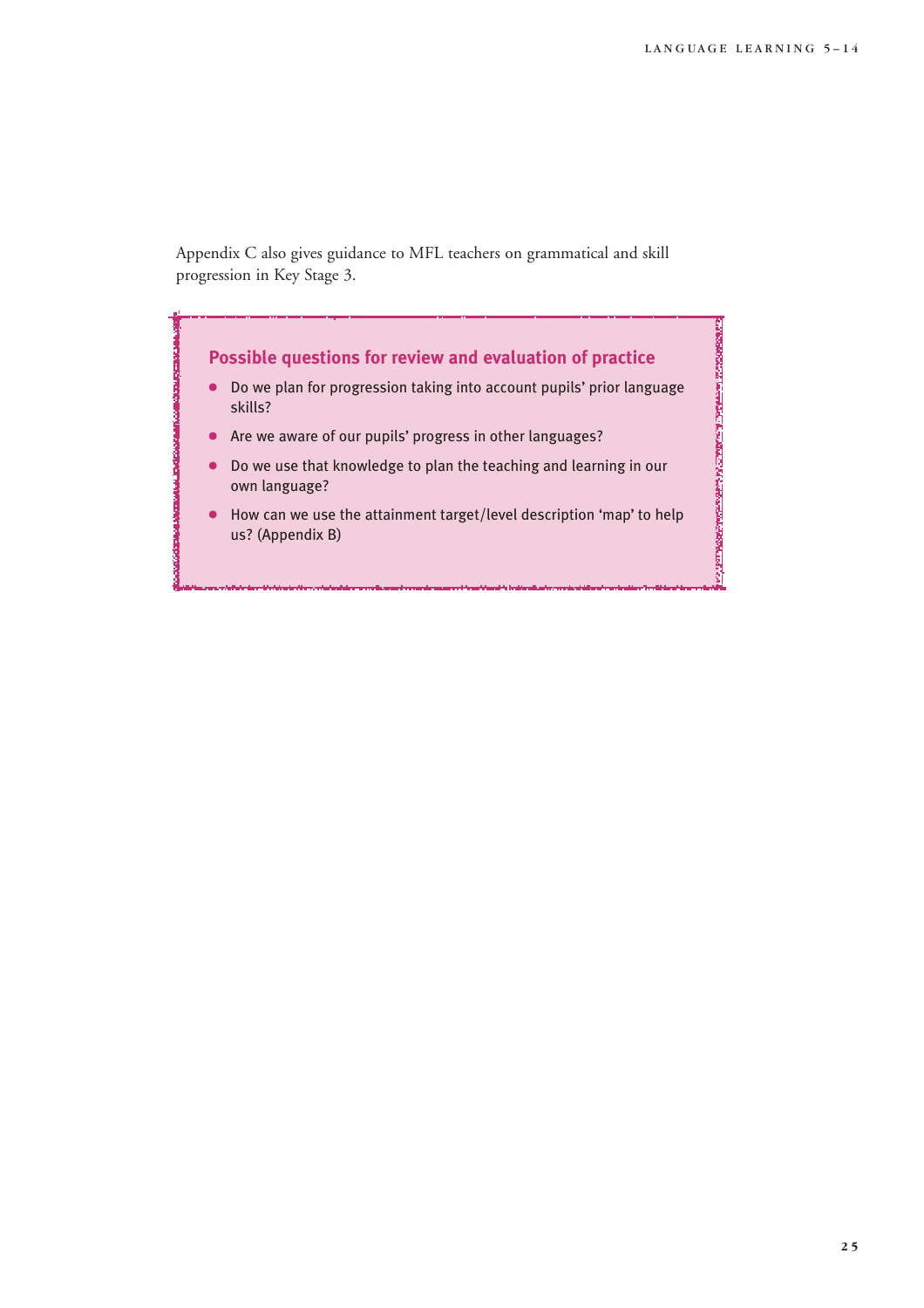Appendix C also gives guidance to MFL teachers on grammatical and skill progression in Key Stage 3.

### Possible questions for review and evaluation of practice

- Do we plan for progression taking into account pupils' prior language skills?
- Are we aware of our pupils' progress in other languages?
- Do we use that knowledge to plan the teaching and learning in our own language?
- How can we use the attainment target/level description 'map' to help us? (Appendix B)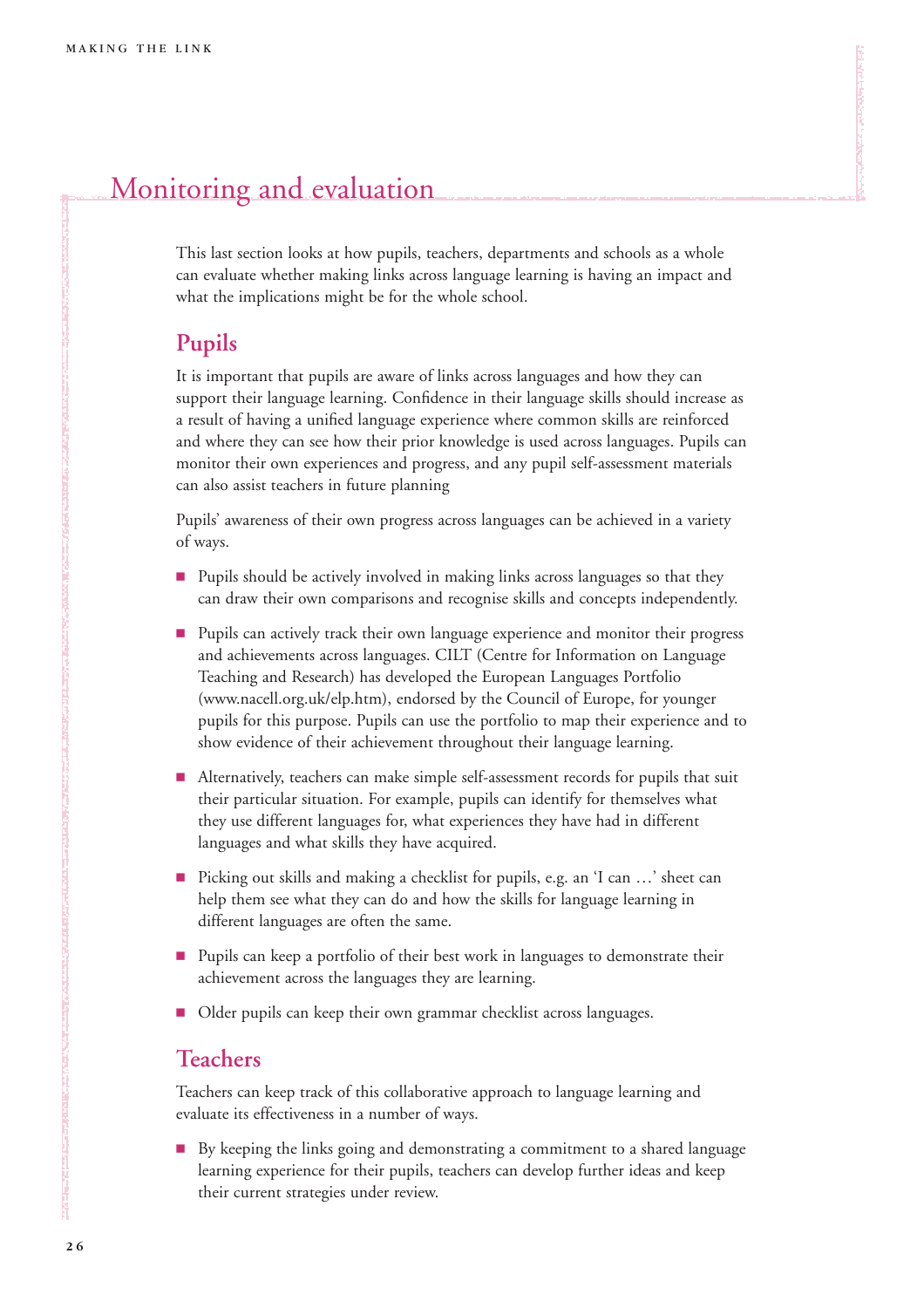# Monitoring and evaluation

This last section looks at how pupils, teachers, departments and schools as a whole can evaluate whether making links across language learning is having an impact and what the implications might be for the whole school.

## Pupils

It is important that pupils are aware of links across languages and how they can support their language learning. Confidence in their language skills should increase as a result of having a unified language experience where common skills are reinforced and where they can see how their prior knowledge is used across languages. Pupils can monitor their own experiences and progress, and any pupil self-assessment materials can also assist teachers in future planning

Pupils' awareness of their own progress across languages can be achieved in a variety of ways.

- Pupils should be actively involved in making links across languages so that they can draw their own comparisons and recognise skills and concepts independently.
- Pupils can actively track their own language experience and monitor their progress and achievements across languages. CILT (Centre for Information on Language Teaching and Research) has developed the European Languages Portfolio (www.nacell.org.uk/elp.htm), endorsed by the Council of Europe, for younger pupils for this purpose. Pupils can use the portfolio to map their experience and to show evidence of their achievement throughout their language learning.
- Alternatively, teachers can make simple self-assessment records for pupils that suit their particular situation. For example, pupils can identify for themselves what they use different languages for, what experiences they have had in different languages and what skills they have acquired.
- Picking out skills and making a checklist for pupils, e.g. an 'I can …' sheet can help them see what they can do and how the skills for language learning in different languages are often the same.
- Pupils can keep a portfolio of their best work in languages to demonstrate their achievement across the languages they are learning.
- Older pupils can keep their own grammar checklist across languages.

## Teachers

Teachers can keep track of this collaborative approach to language learning and evaluate its effectiveness in a number of ways.

- By keeping the links going and demonstrating a commitment to a shared language learning experience for their pupils, teachers can develop further ideas and keep their current strategies under review.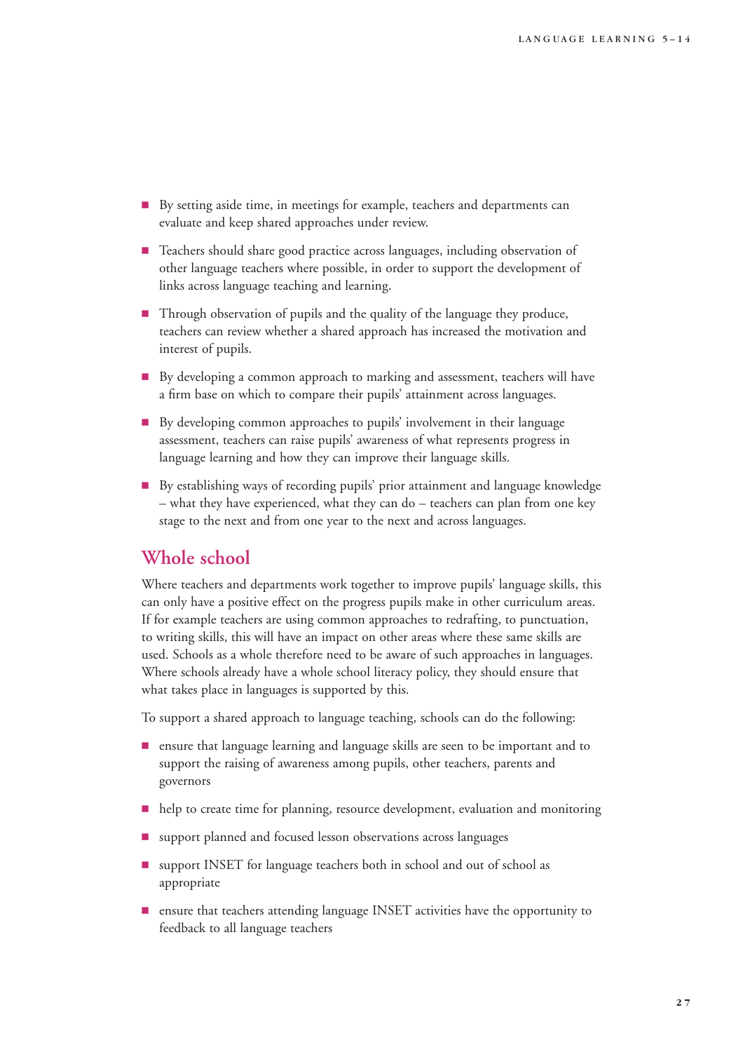- By setting aside time, in meetings for example, teachers and departments can evaluate and keep shared approaches under review.
- Teachers should share good practice across languages, including observation of other language teachers where possible, in order to support the development of links across language teaching and learning.
- Through observation of pupils and the quality of the language they produce, teachers can review whether a shared approach has increased the motivation and interest of pupils.
- By developing a common approach to marking and assessment, teachers will have a firm base on which to compare their pupils' attainment across languages.
- By developing common approaches to pupils' involvement in their language assessment, teachers can raise pupils' awareness of what represents progress in language learning and how they can improve their language skills.
- By establishing ways of recording pupils' prior attainment and language knowledge – what they have experienced, what they can do – teachers can plan from one key stage to the next and from one year to the next and across languages.

## Whole school

Where teachers and departments work together to improve pupils' language skills, this can only have a positive effect on the progress pupils make in other curriculum areas. If for example teachers are using common approaches to redrafting, to punctuation, to writing skills, this will have an impact on other areas where these same skills are used. Schools as a whole therefore need to be aware of such approaches in languages. Where schools already have a whole school literacy policy, they should ensure that what takes place in languages is supported by this.

To support a shared approach to language teaching, schools can do the following:

- ensure that language learning and language skills are seen to be important and to support the raising of awareness among pupils, other teachers, parents and governors
- help to create time for planning, resource development, evaluation and monitoring
- support planned and focused lesson observations across languages
- support INSET for language teachers both in school and out of school as appropriate
- ensure that teachers attending language INSET activities have the opportunity to feedback to all language teachers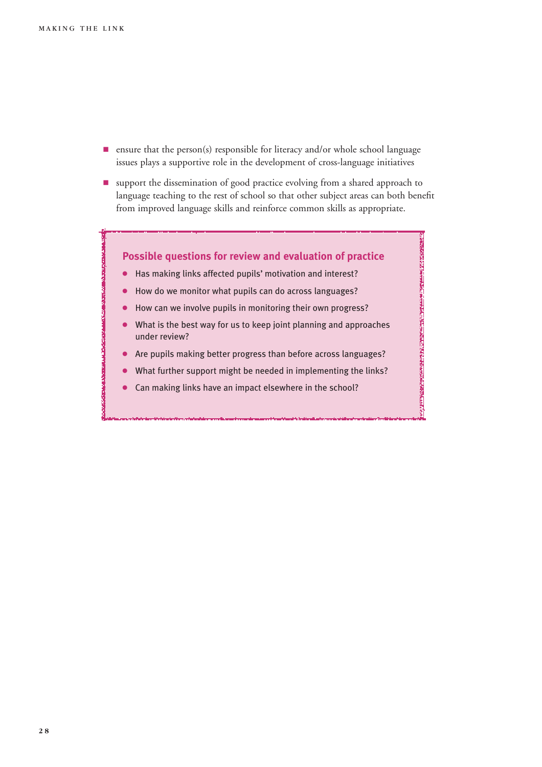- ensure that the person(s) responsible for literacy and/or whole school language issues plays a supportive role in the development of cross-language initiatives
- support the dissemination of good practice evolving from a shared approach to language teaching to the rest of school so that other subject areas can both benefit from improved language skills and reinforce common skills as appropriate.

### Possible questions for review and evaluation of practice

- Has making links affected pupils' motivation and interest?
- How do we monitor what pupils can do across languages?
- How can we involve pupils in monitoring their own progress?
- What is the best way for us to keep joint planning and approaches under review?
- Are pupils making better progress than before across languages?
- What further support might be needed in implementing the links?
- Can making links have an impact elsewhere in the school?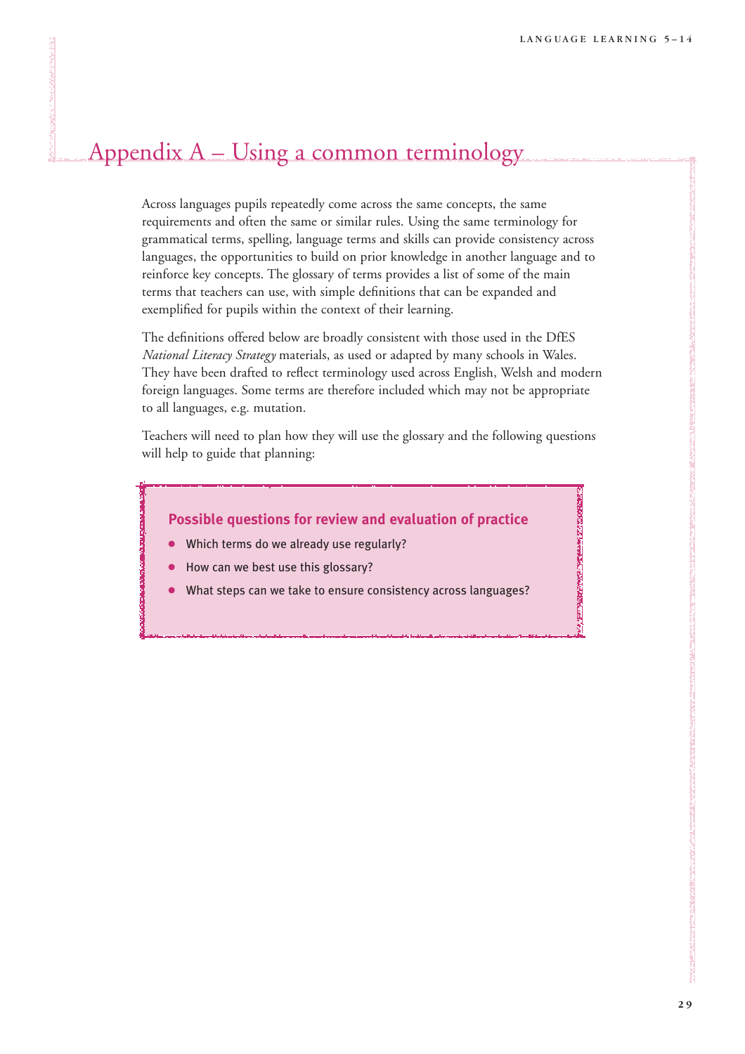# Appendix A – Using a common terminology

Across languages pupils repeatedly come across the same concepts, the same requirements and often the same or similar rules. Using the same terminology for grammatical terms, spelling, language terms and skills can provide consistency across languages, the opportunities to build on prior knowledge in another language and to reinforce key concepts. The glossary of terms provides a list of some of the main terms that teachers can use, with simple definitions that can be expanded and exemplified for pupils within the context of their learning.

The definitions offered below are broadly consistent with those used in the DfES *National Literacy Strategy* materials, as used or adapted by many schools in Wales. They have been drafted to reflect terminology used across English, Welsh and modern foreign languages. Some terms are therefore included which may not be appropriate to all languages, e.g. mutation.

Teachers will need to plan how they will use the glossary and the following questions will help to guide that planning:

**Possible questions for review and evaluation of practice**

- Which terms do we already use regularly?
- How can we best use this glossary?
- What steps can we take to ensure consistency across languages?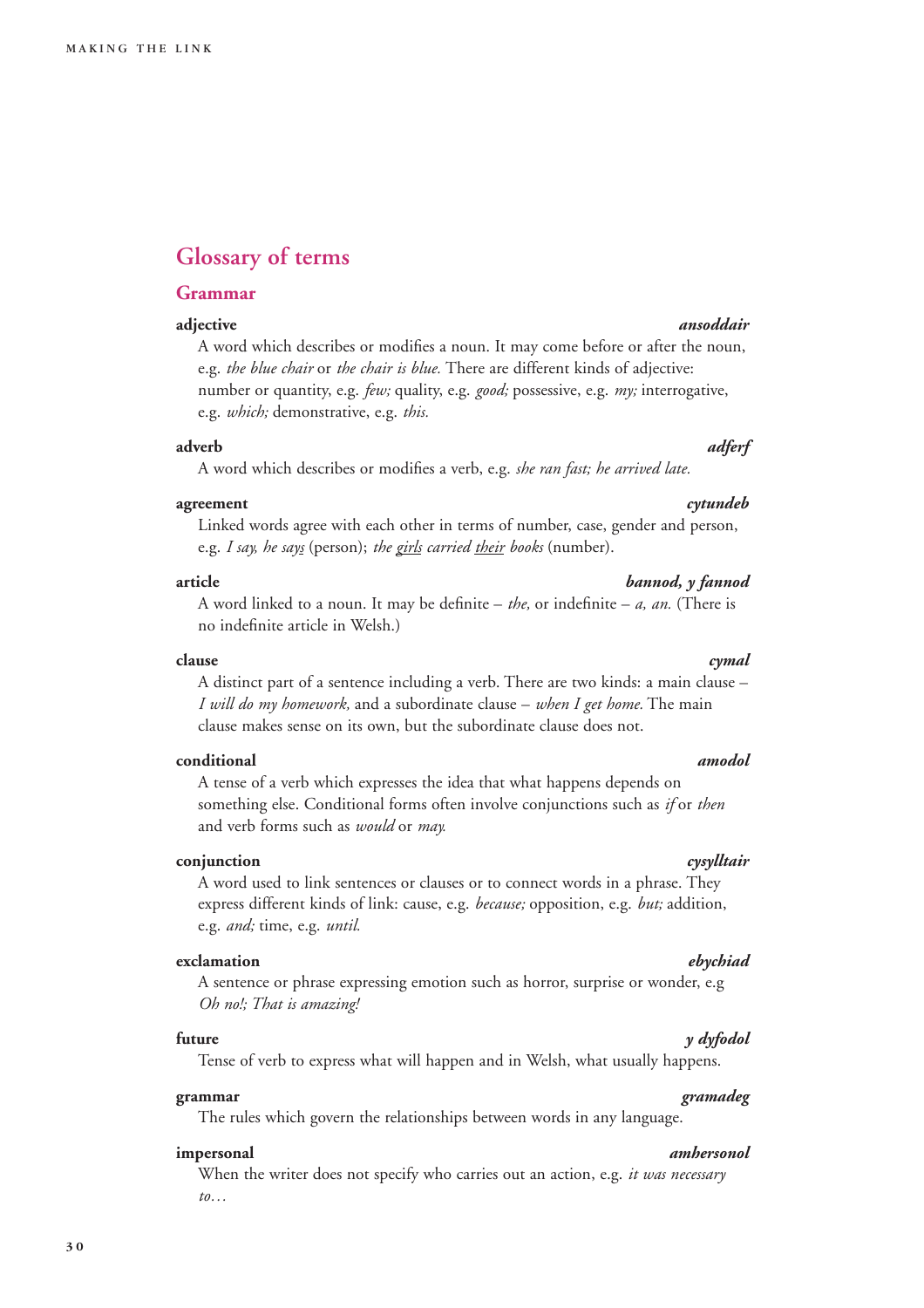## Glossary of terms

### Grammar

**adjective** ***ansoddair***

A word which describes or modifies a noun. It may come before or after the noun, e.g. *the blue chair* or *the chair is blue.* There are different kinds of adjective: number or quantity, e.g. *few;* quality, e.g. *good;* possessive, e.g. *my;* interrogative, e.g. *which;* demonstrative, e.g. *this.*

**adverb** ***adferf***

A word which describes or modifies a verb, e.g. *she ran fast; he arrived late.*

**agreement** ***cytundeb***

Linked words agree with each other in terms of number, case, gender and person, e.g. *I say, he says* (person); *the girls carried their books* (number).

**article** ***bannod, y fannod***

A word linked to a noun. It may be definite – *the,* or indefinite – *a, an.* (There is no indefinite article in Welsh.)

**clause** ***cymal***

A distinct part of a sentence including a verb. There are two kinds: a main clause – *I will do my homework,* and a subordinate clause – *when I get home.* The main clause makes sense on its own, but the subordinate clause does not.

**conditional** ***amodol***

A tense of a verb which expresses the idea that what happens depends on something else. Conditional forms often involve conjunctions such as *if* or *then* and verb forms such as *would* or *may.*

**conjunction** ***cysylltair***

A word used to link sentences or clauses or to connect words in a phrase. They express different kinds of link: cause, e.g. *because;* opposition, e.g. *but;* addition, e.g. *and;* time, e.g. *until.*

**exclamation** ***ebychiad***

A sentence or phrase expressing emotion such as horror, surprise or wonder, e.g *Oh no!; That is amazing!*

**future** ***y dyfodol***

Tense of verb to express what will happen and in Welsh, what usually happens.

**grammar** ***gramadeg***

The rules which govern the relationships between words in any language.

**impersonal** ***amhersonol***

When the writer does not specify who carries out an action, e.g. *it was necessary to…*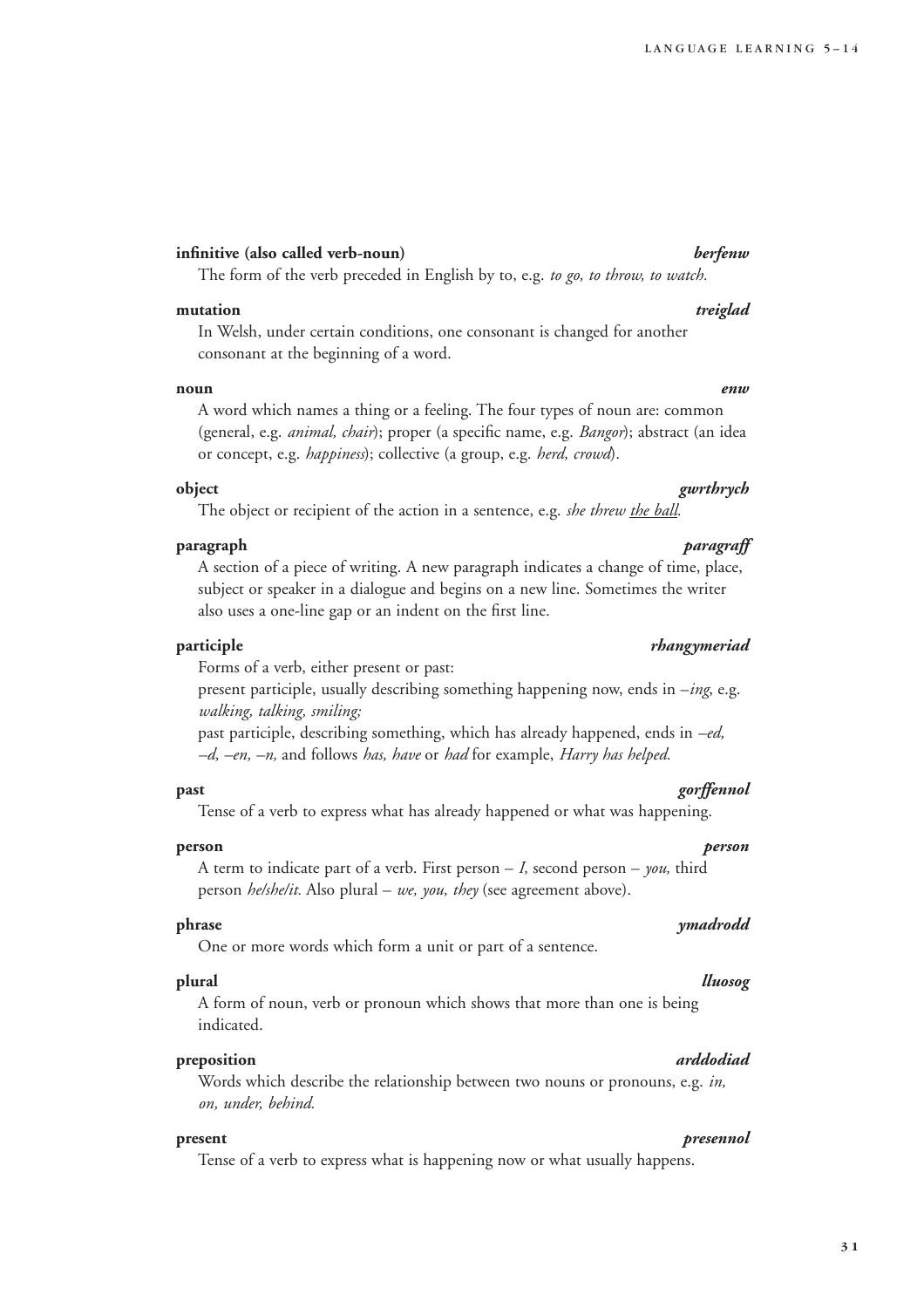**infinitive (also called verb-noun)** ***berfenw***

The form of the verb preceded in English by to, e.g. *to go, to throw, to watch.*

**mutation** ***treiglad***

In Welsh, under certain conditions, one consonant is changed for another consonant at the beginning of a word.

**noun** ***enw***

A word which names a thing or a feeling. The four types of noun are: common (general, e.g. *animal, chair*); proper (a specific name, e.g. *Bangor*); abstract (an idea or concept, e.g. *happiness*); collective (a group, e.g. *herd, crowd*).

**object** ***gwrthrych***

The object or recipient of the action in a sentence, e.g. *she threw the ball.*

**paragraph** ***paragraff***

A section of a piece of writing. A new paragraph indicates a change of time, place, subject or speaker in a dialogue and begins on a new line. Sometimes the writer also uses a one-line gap or an indent on the first line.

**participle** ***rhangymeriad***

Forms of a verb, either present or past:
present participle, usually describing something happening now, ends in *–ing*, e.g. *walking, talking, smiling;*
past participle, describing something, which has already happened, ends in *–ed, –d, –en, –n,* and follows *has, have* or *had* for example, *Harry has helped.*

**past** ***gorffennol***

Tense of a verb to express what has already happened or what was happening.

**person** ***person***

A term to indicate part of a verb. First person – *I,* second person – *you,* third person *he/she/it.* Also plural – *we, you, they* (see agreement above).

**phrase** ***ymadrodd***

One or more words which form a unit or part of a sentence.

**plural** ***lluosog***

A form of noun, verb or pronoun which shows that more than one is being indicated.

**preposition** ***arddodiad***

Words which describe the relationship between two nouns or pronouns, e.g. *in, on, under, behind.*

**present** ***presennol***

Tense of a verb to express what is happening now or what usually happens.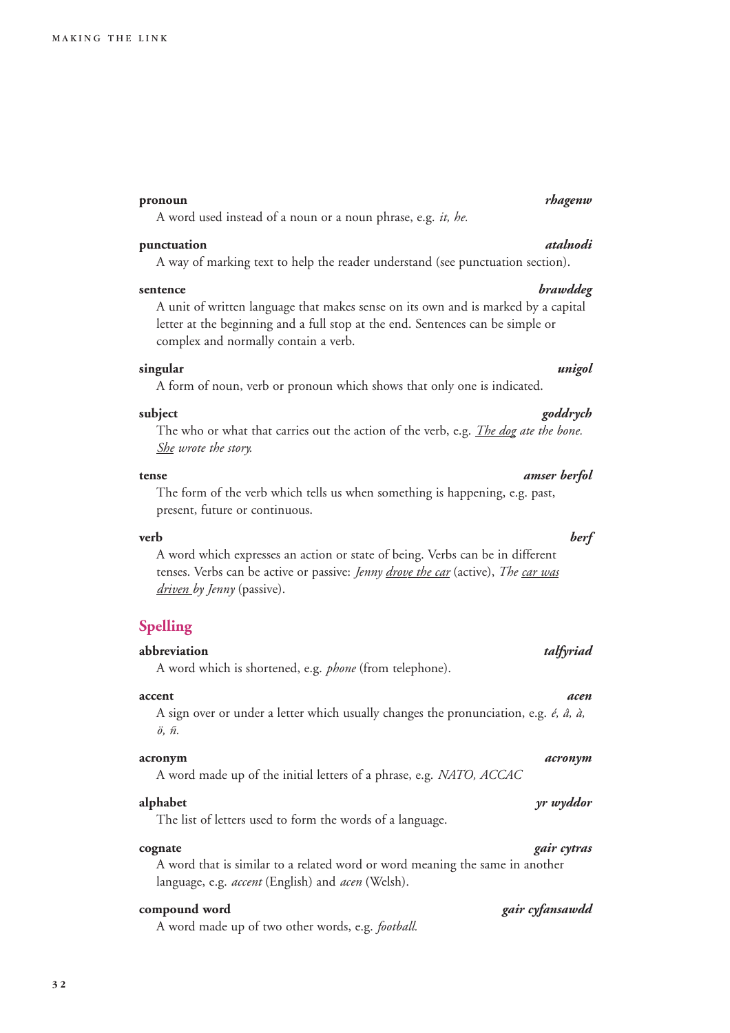**pronoun** ***rhagenw***

A word used instead of a noun or a noun phrase, e.g. *it, he.*

**punctuation** ***atalnodi***

A way of marking text to help the reader understand (see punctuation section).

**sentence** ***brawddeg***

A unit of written language that makes sense on its own and is marked by a capital letter at the beginning and a full stop at the end. Sentences can be simple or complex and normally contain a verb.

**singular** ***unigol***

A form of noun, verb or pronoun which shows that only one is indicated.

**subject** ***goddrych***

The who or what that carries out the action of the verb, e.g. *The dog ate the bone. She wrote the story.*

**tense** ***amser berfol***

The form of the verb which tells us when something is happening, e.g. past, present, future or continuous.

**verb** ***berf***

A word which expresses an action or state of being. Verbs can be in different tenses. Verbs can be active or passive: *Jenny drove the car* (active), *The car was driven by Jenny* (passive).

## Spelling

**abbreviation** ***talfyriad***

A word which is shortened, e.g. *phone* (from telephone).

**accent** ***acen***

A sign over or under a letter which usually changes the pronunciation, e.g. *é, â, à, ö, ñ.*

**acronym** ***acronym***

A word made up of the initial letters of a phrase, e.g. *NATO, ACCAC*

**alphabet** ***yr wyddor***

The list of letters used to form the words of a language.

**cognate** ***gair cytras***

A word that is similar to a related word or word meaning the same in another language, e.g. *accent* (English) and *acen* (Welsh).

**compound word** ***gair cyfansawdd***

A word made up of two other words, e.g. *football.*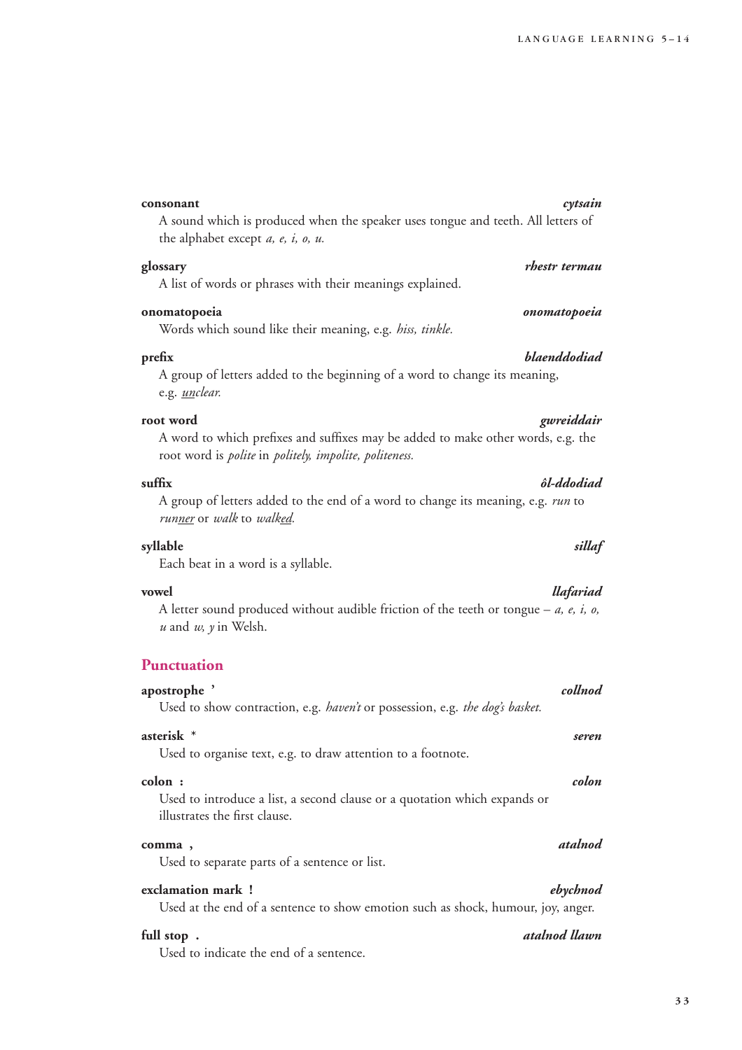**consonant** *cytsain*

A sound which is produced when the speaker uses tongue and teeth. All letters of the alphabet except *a, e, i, o, u.*

**glossary** *rhestr termau*

A list of words or phrases with their meanings explained.

**onomatopoeia** *onomatopoeia*

Words which sound like their meaning, e.g. *hiss, tinkle.*

**prefix** *blaenddodiad*

A group of letters added to the beginning of a word to change its meaning, e.g. *<u>un</u>clear.*

**root word** *gwreiddair*

A word to which prefixes and suffixes may be added to make other words, e.g. the root word is *polite* in *politely, impolite, politeness.*

**suffix** *ôl-ddodiad*

A group of letters added to the end of a word to change its meaning, e.g. *run* to *run<u>ner</u>* or *walk* to *walk<u>ed</u>.*

**syllable** *sillaf*

Each beat in a word is a syllable.

**vowel** *llafariad*

A letter sound produced without audible friction of the teeth or tongue – *a, e, i, o, u* and *w, y* in Welsh.

## Punctuation

**apostrophe ’** *collnod*

Used to show contraction, e.g. *haven’t* or possession, e.g. *the dog’s basket.*

**asterisk \*** *seren*

Used to organise text, e.g. to draw attention to a footnote.

**colon :** *colon*

Used to introduce a list, a second clause or a quotation which expands or illustrates the first clause.

**comma ,** *atalnod*

Used to separate parts of a sentence or list.

**exclamation mark !** *ebychnod*

Used at the end of a sentence to show emotion such as shock, humour, joy, anger.

**full stop .** *atalnod llawn*

Used to indicate the end of a sentence.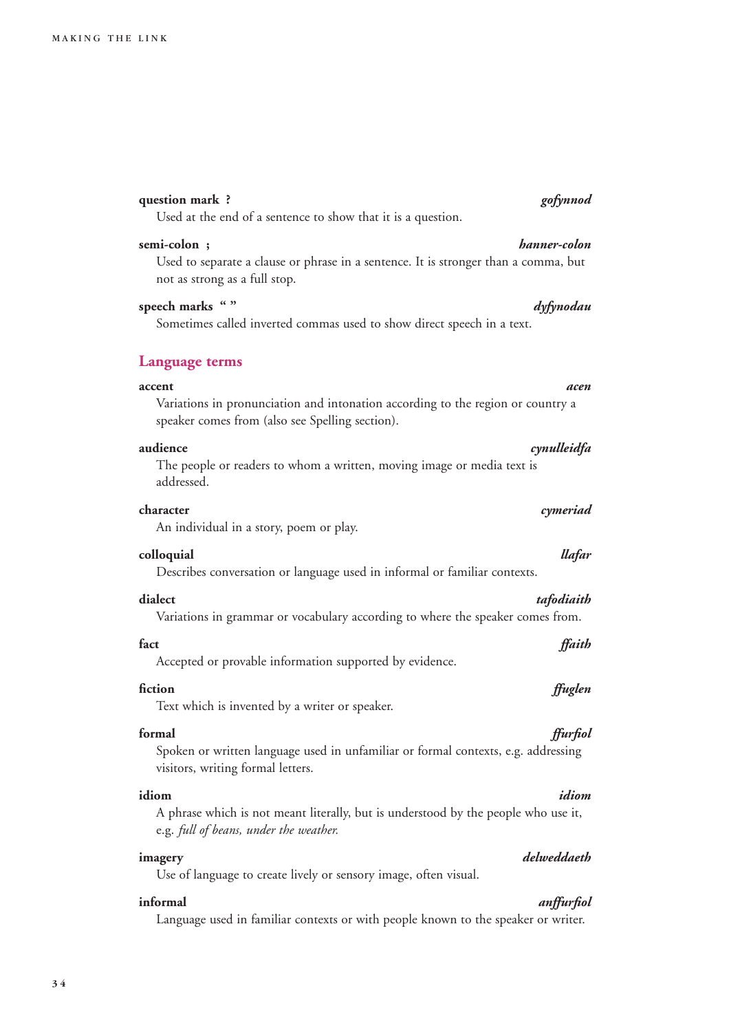**question mark ?** *gofynnod*

Used at the end of a sentence to show that it is a question.

**semi-colon ;** *hanner-colon*

Used to separate a clause or phrase in a sentence. It is stronger than a comma, but not as strong as a full stop.

**speech marks " "** *dyfynodau*

Sometimes called inverted commas used to show direct speech in a text.

## Language terms

**accent** *acen*

Variations in pronunciation and intonation according to the region or country a speaker comes from (also see Spelling section).

**audience** *cynulleidfa*

The people or readers to whom a written, moving image or media text is addressed.

**character** *cymeriad*

An individual in a story, poem or play.

**colloquial** *llafar*

Describes conversation or language used in informal or familiar contexts.

**dialect** *tafodiaith*

Variations in grammar or vocabulary according to where the speaker comes from.

**fact** *ffaith*

Accepted or provable information supported by evidence.

**fiction** *ffuglen*

Text which is invented by a writer or speaker.

**formal** *ffurfiol*

Spoken or written language used in unfamiliar or formal contexts, e.g. addressing visitors, writing formal letters.

**idiom** *idiom*

A phrase which is not meant literally, but is understood by the people who use it, e.g. *full of beans, under the weather.*

**imagery** *delweddaeth*

Use of language to create lively or sensory image, often visual.

**informal** *anffurfiol*

Language used in familiar contexts or with people known to the speaker or writer.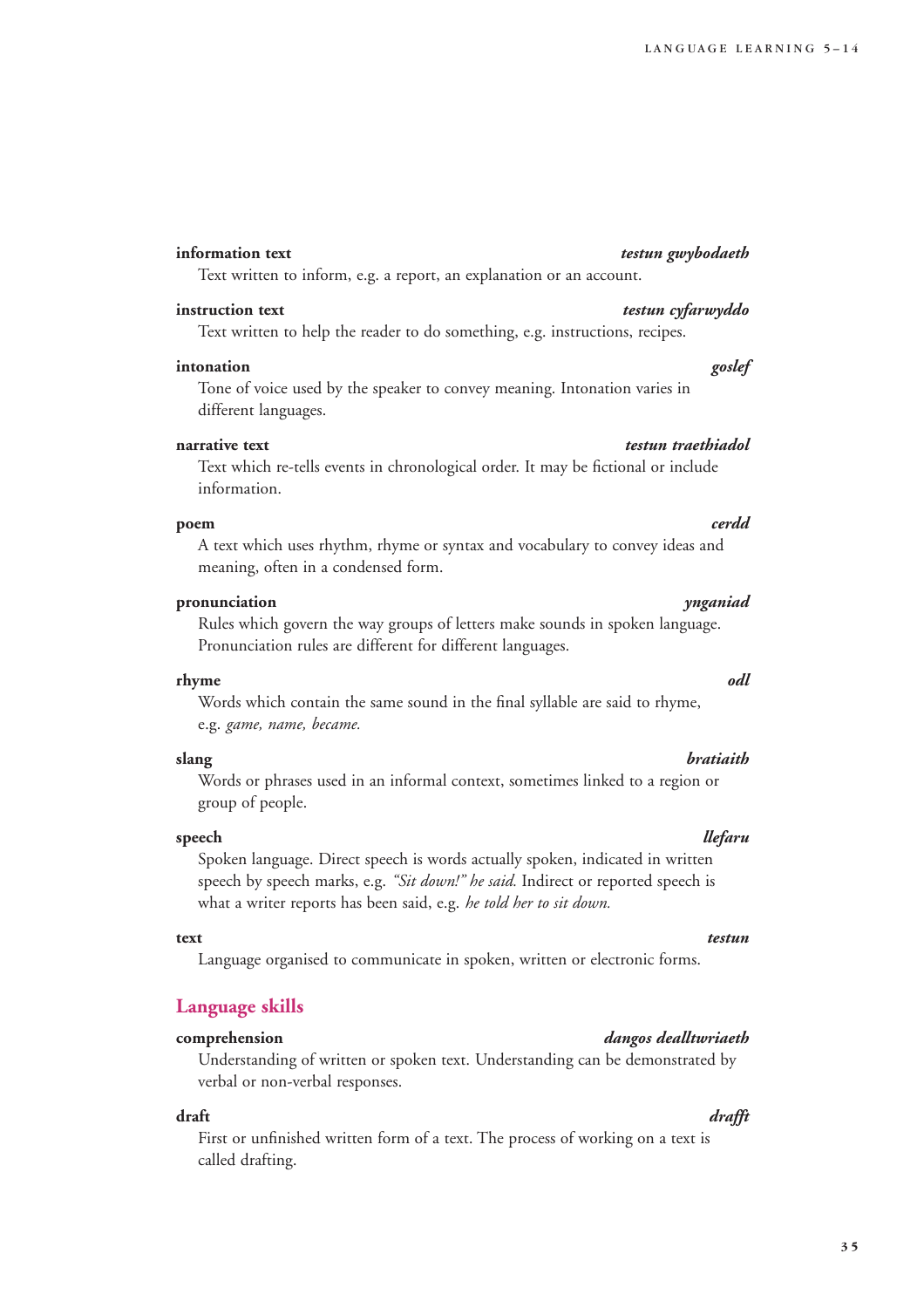**information text** *testun gwybodaeth*

Text written to inform, e.g. a report, an explanation or an account.

**instruction text** *testun cyfarwyddo*

Text written to help the reader to do something, e.g. instructions, recipes.

**intonation** *goslef*

Tone of voice used by the speaker to convey meaning. Intonation varies in different languages.

**narrative text** *testun traethiadol*

Text which re-tells events in chronological order. It may be fictional or include information.

**poem** *cerdd*

A text which uses rhythm, rhyme or syntax and vocabulary to convey ideas and meaning, often in a condensed form.

**pronunciation** *ynganiad*

Rules which govern the way groups of letters make sounds in spoken language. Pronunciation rules are different for different languages.

**rhyme** *odl*

Words which contain the same sound in the final syllable are said to rhyme, e.g. *game, name, became.*

**slang** *bratiaith*

Words or phrases used in an informal context, sometimes linked to a region or group of people.

**speech** *llefaru*

Spoken language. Direct speech is words actually spoken, indicated in written speech by speech marks, e.g. *"Sit down!" he said.* Indirect or reported speech is what a writer reports has been said, e.g. *he told her to sit down.*

**text** *testun*

Language organised to communicate in spoken, written or electronic forms.

## Language skills

**comprehension** *dangos dealltwriaeth*

Understanding of written or spoken text. Understanding can be demonstrated by verbal or non-verbal responses.

**draft** *drafft*

First or unfinished written form of a text. The process of working on a text is called drafting.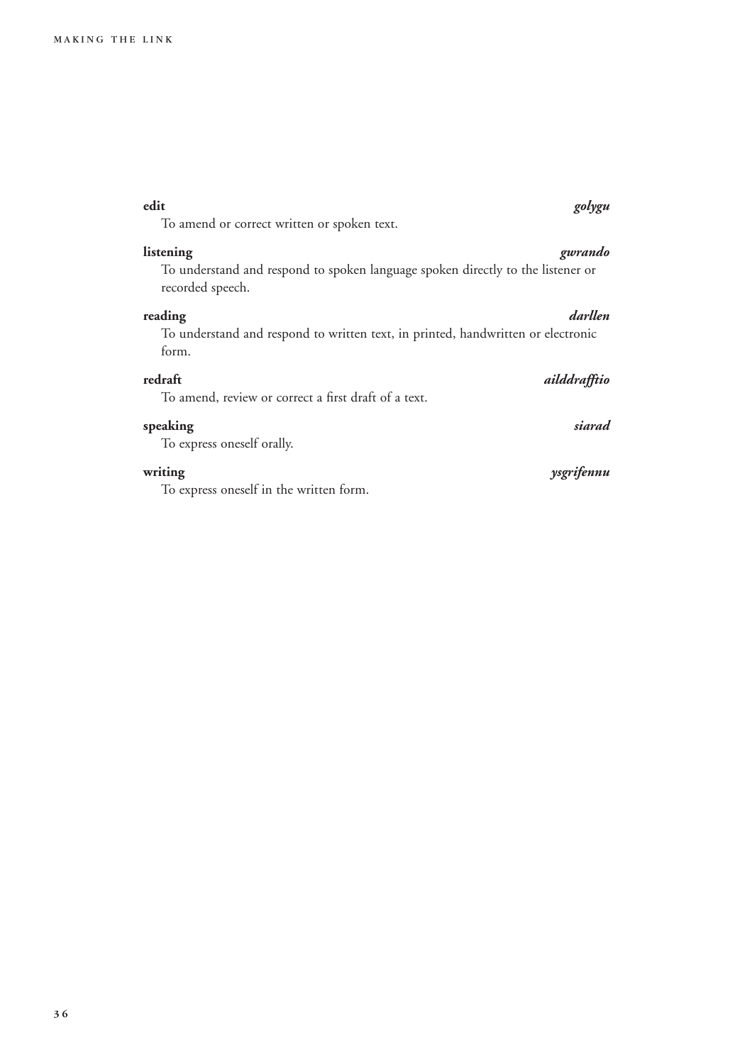**edit** *golygu*

To amend or correct written or spoken text.

**listening** *gwrando*

To understand and respond to spoken language spoken directly to the listener or recorded speech.

**reading** *darllen*

To understand and respond to written text, in printed, handwritten or electronic form.

**redraft** *ailddrafftio*

To amend, review or correct a first draft of a text.

**speaking** *siarad*

To express oneself orally.

**writing** *ysgrifennu*

To express oneself in the written form.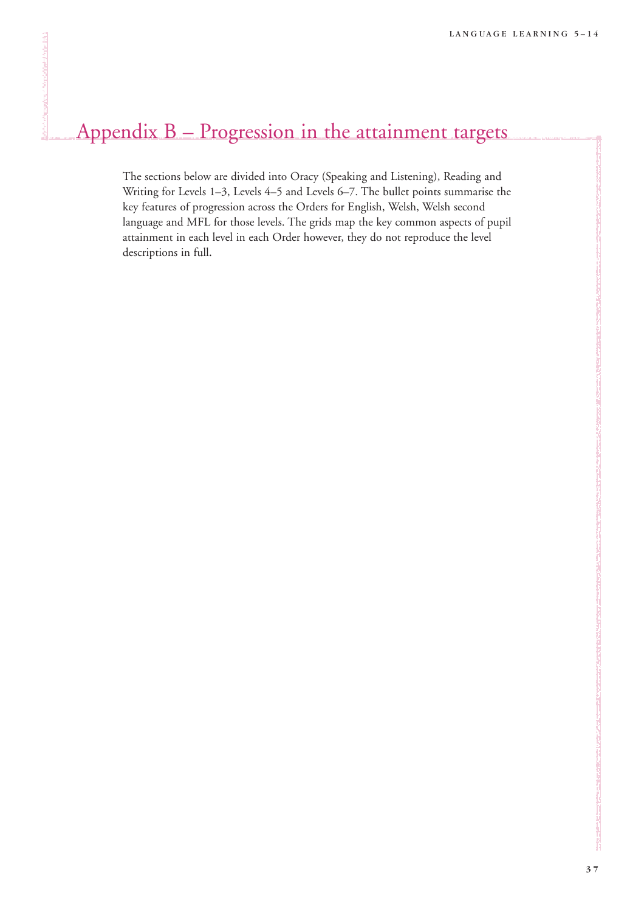# Appendix B – Progression in the attainment targets

The sections below are divided into Oracy (Speaking and Listening), Reading and Writing for Levels 1–3, Levels 4–5 and Levels 6–7. The bullet points summarise the key features of progression across the Orders for English, Welsh, Welsh second language and MFL for those levels. The grids map the key common aspects of pupil attainment in each level in each Order however, they do not reproduce the level descriptions in full.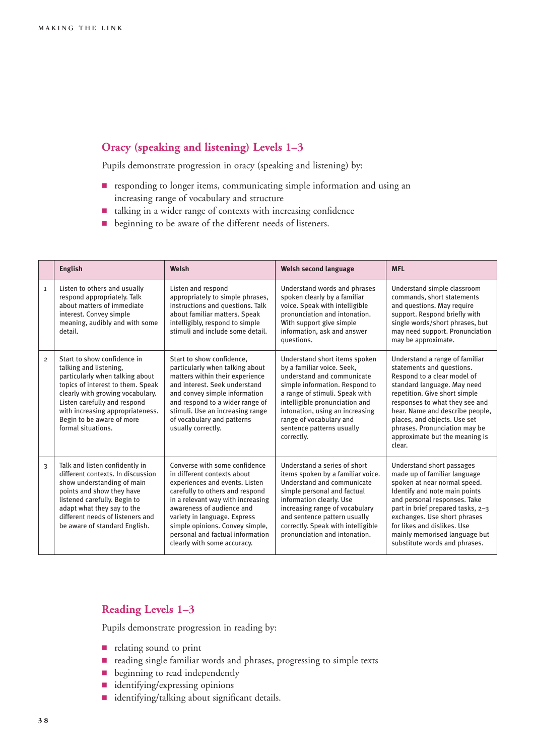## Oracy (speaking and listening) Levels 1–3

Pupils demonstrate progression in oracy (speaking and listening) by:

- responding to longer items, communicating simple information and using an increasing range of vocabulary and structure
- talking in a wider range of contexts with increasing confidence
- beginning to be aware of the different needs of listeners.

| | English | Welsh | Welsh second language | MFL |
|---|---|---|---|---|
| 1 | Listen to others and usually respond appropriately. Talk about matters of immediate interest. Convey simple meaning, audibly and with some detail. | Listen and respond appropriately to simple phrases, instructions and questions. Talk about familiar matters. Speak intelligibly, respond to simple stimuli and include some detail. | Understand words and phrases spoken clearly by a familiar voice. Speak with intelligible pronunciation and intonation. With support give simple information, ask and answer questions. | Understand simple classroom commands, short statements and questions. May require support. Respond briefly with single words/short phrases, but may need support. Pronunciation may be approximate. |
| 2 | Start to show confidence in talking and listening, particularly when talking about topics of interest to them. Speak clearly with growing vocabulary. Listen carefully and respond with increasing appropriateness. Begin to be aware of more formal situations. | Start to show confidence, particularly when talking about matters within their experience and interest. Seek understand and convey simple information and respond to a wider range of stimuli. Use an increasing range of vocabulary and patterns usually correctly. | Understand short items spoken by a familiar voice. Seek, understand and communicate simple information. Respond to a range of stimuli. Speak with intelligible pronunciation and intonation, using an increasing range of vocabulary and sentence patterns usually correctly. | Understand a range of familiar statements and questions. Respond to a clear model of standard language. May need repetition. Give short simple responses to what they see and hear. Name and describe people, places, and objects. Use set phrases. Pronunciation may be approximate but the meaning is clear. |
| 3 | Talk and listen confidently in different contexts. In discussion show understanding of main points and show they have listened carefully. Begin to adapt what they say to the different needs of listeners and be aware of standard English. | Converse with some confidence in different contexts about experiences and events. Listen carefully to others and respond in a relevant way with increasing awareness of audience and variety in language. Express simple opinions. Convey simple, personal and factual information clearly with some accuracy. | Understand a series of short items spoken by a familiar voice. Understand and communicate simple personal and factual information clearly. Use increasing range of vocabulary and sentence pattern usually correctly. Speak with intelligible pronunciation and intonation. | Understand short passages made up of familiar language spoken at near normal speed. Identify and note main points and personal responses. Take part in brief prepared tasks, 2–3 exchanges. Use short phrases for likes and dislikes. Use mainly memorised language but substitute words and phrases. |

## Reading Levels 1–3

Pupils demonstrate progression in reading by:

- relating sound to print
- reading single familiar words and phrases, progressing to simple texts
- beginning to read independently
- identifying/expressing opinions
- identifying/talking about significant details.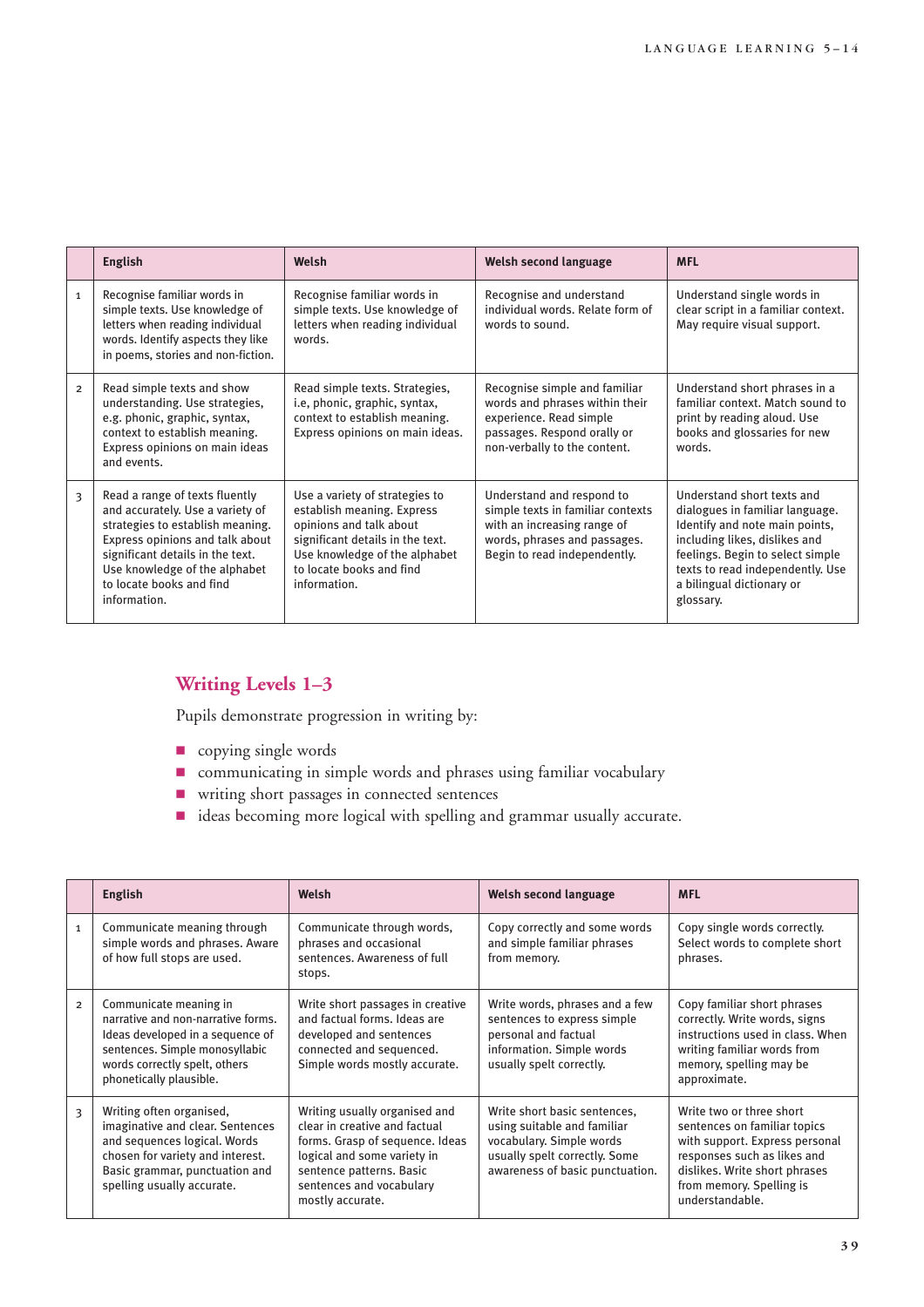|  | English | Welsh | Welsh second language | MFL |
|---|---|---|---|---|
| 1 | Recognise familiar words in simple texts. Use knowledge of letters when reading individual words. Identify aspects they like in poems, stories and non-fiction. | Recognise familiar words in simple texts. Use knowledge of letters when reading individual words. | Recognise and understand individual words. Relate form of words to sound. | Understand single words in clear script in a familiar context. May require visual support. |
| 2 | Read simple texts and show understanding. Use strategies, e.g. phonic, graphic, syntax, context to establish meaning. Express opinions on main ideas and events. | Read simple texts. Strategies, i.e, phonic, graphic, syntax, context to establish meaning. Express opinions on main ideas. | Recognise simple and familiar words and phrases within their experience. Read simple passages. Respond orally or non-verbally to the content. | Understand short phrases in a familiar context. Match sound to print by reading aloud. Use books and glossaries for new words. |
| 3 | Read a range of texts fluently and accurately. Use a variety of strategies to establish meaning. Express opinions and talk about significant details in the text. Use knowledge of the alphabet to locate books and find information. | Use a variety of strategies to establish meaning. Express opinions and talk about significant details in the text. Use knowledge of the alphabet to locate books and find information. | Understand and respond to simple texts in familiar contexts with an increasing range of words, phrases and passages. Begin to read independently. | Understand short texts and dialogues in familiar language. Identify and note main points, including likes, dislikes and feelings. Begin to select simple texts to read independently. Use a bilingual dictionary or glossary. |

## Writing Levels 1–3

Pupils demonstrate progression in writing by:

- copying single words
- communicating in simple words and phrases using familiar vocabulary
- writing short passages in connected sentences
- ideas becoming more logical with spelling and grammar usually accurate.

|  | English | Welsh | Welsh second language | MFL |
|---|---|---|---|---|
| 1 | Communicate meaning through simple words and phrases. Aware of how full stops are used. | Communicate through words, phrases and occasional sentences. Awareness of full stops. | Copy correctly and some words and simple familiar phrases from memory. | Copy single words correctly. Select words to complete short phrases. |
| 2 | Communicate meaning in narrative and non-narrative forms. Ideas developed in a sequence of sentences. Simple monosyllabic words correctly spelt, others phonetically plausible. | Write short passages in creative and factual forms. Ideas are developed and sentences connected and sequenced. Simple words mostly accurate. | Write words, phrases and a few sentences to express simple personal and factual information. Simple words usually spelt correctly. | Copy familiar short phrases correctly. Write words, signs instructions used in class. When writing familiar words from memory, spelling may be approximate. |
| 3 | Writing often organised, imaginative and clear. Sentences and sequences logical. Words chosen for variety and interest. Basic grammar, punctuation and spelling usually accurate. | Writing usually organised and clear in creative and factual forms. Grasp of sequence. Ideas logical and some variety in sentence patterns. Basic sentences and vocabulary mostly accurate. | Write short basic sentences, using suitable and familiar vocabulary. Simple words usually spelt correctly. Some awareness of basic punctuation. | Write two or three short sentences on familiar topics with support. Express personal responses such as likes and dislikes. Write short phrases from memory. Spelling is understandable. |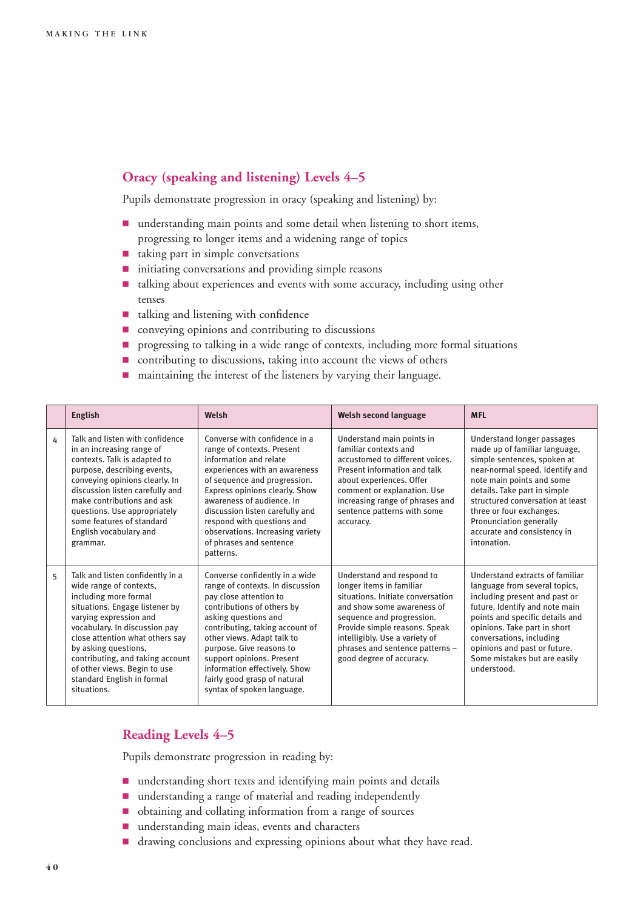## Oracy (speaking and listening) Levels 4–5

Pupils demonstrate progression in oracy (speaking and listening) by:

- understanding main points and some detail when listening to short items, progressing to longer items and a widening range of topics
- taking part in simple conversations
- initiating conversations and providing simple reasons
- talking about experiences and events with some accuracy, including using other tenses
- talking and listening with confidence
- conveying opinions and contributing to discussions
- progressing to talking in a wide range of contexts, including more formal situations
- contributing to discussions, taking into account the views of others
- maintaining the interest of the listeners by varying their language.

| | English | Welsh | Welsh second language | MFL |
|---|---|---|---|---|
| 4 | Talk and listen with confidence in an increasing range of contexts. Talk is adapted to purpose, describing events, conveying opinions clearly. In discussion listen carefully and make contributions and ask questions. Use appropriately some features of standard English vocabulary and grammar. | Converse with confidence in a range of contexts. Present information and relate experiences with an awareness of sequence and progression. Express opinions clearly. Show awareness of audience. In discussion listen carefully and respond with questions and observations. Increasing variety of phrases and sentence patterns. | Understand main points in familiar contexts and accustomed to different voices. Present information and talk about experiences. Offer comment or explanation. Use increasing range of phrases and sentence patterns with some accuracy. | Understand longer passages made up of familiar language, simple sentences, spoken at near-normal speed. Identify and note main points and some details. Take part in simple structured conversation at least three or four exchanges. Pronunciation generally accurate and consistency in intonation. |
| 5 | Talk and listen confidently in a wide range of contexts, including more formal situations. Engage listener by varying expression and vocabulary. In discussion pay close attention what others say by asking questions, contributing, and taking account of other views. Begin to use standard English in formal situations. | Converse confidently in a wide range of contexts. In discussion pay close attention to contributions of others by asking questions and contributing, taking account of other views. Adapt talk to purpose. Give reasons to support opinions. Present information effectively. Show fairly good grasp of natural syntax of spoken language. | Understand and respond to longer items in familiar situations. Initiate conversation and show some awareness of sequence and progression. Provide simple reasons. Speak intelligibly. Use a variety of phrases and sentence patterns – good degree of accuracy. | Understand extracts of familiar language from several topics, including present and past or future. Identify and note main points and specific details and opinions. Take part in short conversations, including opinions and past or future. Some mistakes but are easily understood. |

## Reading Levels 4–5

Pupils demonstrate progression in reading by:

- understanding short texts and identifying main points and details
- understanding a range of material and reading independently
- obtaining and collating information from a range of sources
- understanding main ideas, events and characters
- drawing conclusions and expressing opinions about what they have read.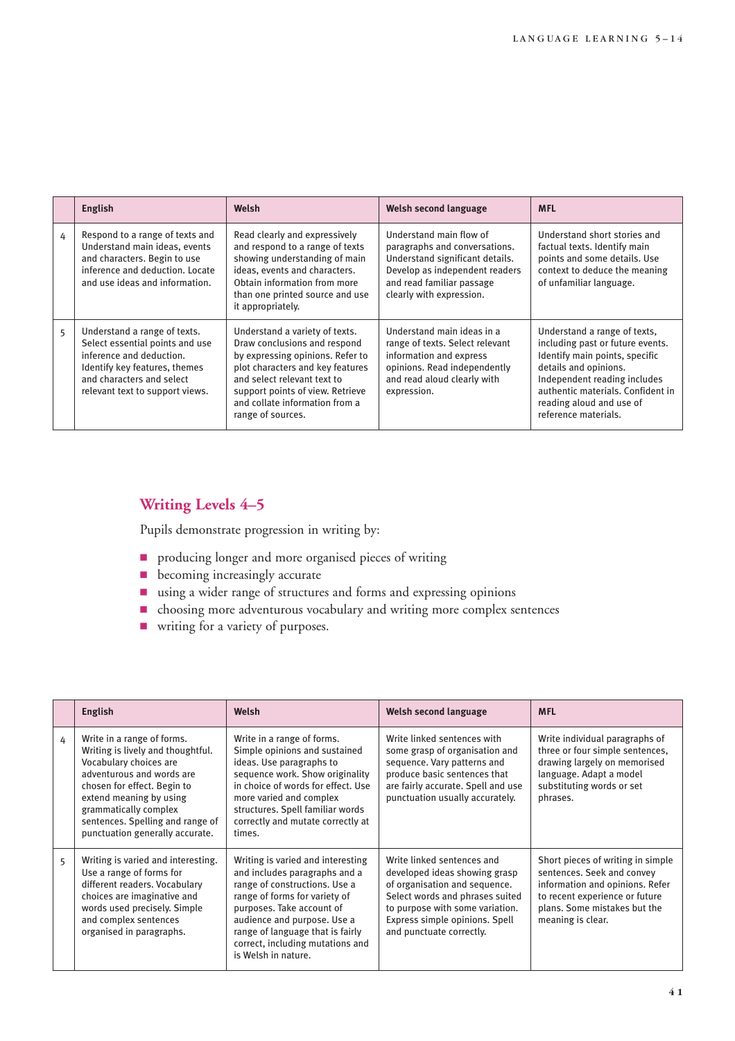| | English | Welsh | Welsh second language | MFL |
|---|---|---|---|---|
| 4 | Respond to a range of texts and Understand main ideas, events and characters. Begin to use inference and deduction. Locate and use ideas and information. | Read clearly and expressively and respond to a range of texts showing understanding of main ideas, events and characters. Obtain information from more than one printed source and use it appropriately. | Understand main flow of paragraphs and conversations. Understand significant details. Develop as independent readers and read familiar passage clearly with expression. | Understand short stories and factual texts. Identify main points and some details. Use context to deduce the meaning of unfamiliar language. |
| 5 | Understand a range of texts. Select essential points and use inference and deduction. Identify key features, themes and characters and select relevant text to support views. | Understand a variety of texts. Draw conclusions and respond by expressing opinions. Refer to plot characters and key features and select relevant text to support points of view. Retrieve and collate information from a range of sources. | Understand main ideas in a range of texts. Select relevant information and express opinions. Read independently and read aloud clearly with expression. | Understand a range of texts, including past or future events. Identify main points, specific details and opinions. Independent reading includes authentic materials. Confident in reading aloud and use of reference materials. |

## Writing Levels 4–5

Pupils demonstrate progression in writing by:

- producing longer and more organised pieces of writing
- becoming increasingly accurate
- using a wider range of structures and forms and expressing opinions
- choosing more adventurous vocabulary and writing more complex sentences
- writing for a variety of purposes.

| | English | Welsh | Welsh second language | MFL |
|---|---|---|---|---|
| 4 | Write in a range of forms. Writing is lively and thoughtful. Vocabulary choices are adventurous and words are chosen for effect. Begin to extend meaning by using grammatically complex sentences. Spelling and range of punctuation generally accurate. | Write in a range of forms. Simple opinions and sustained ideas. Use paragraphs to sequence work. Show originality in choice of words for effect. Use more varied and complex structures. Spell familiar words correctly and mutate correctly at times. | Write linked sentences with some grasp of organisation and sequence. Vary patterns and produce basic sentences that are fairly accurate. Spell and use punctuation usually accurately. | Write individual paragraphs of three or four simple sentences, drawing largely on memorised language. Adapt a model substituting words or set phrases. |
| 5 | Writing is varied and interesting. Use a range of forms for different readers. Vocabulary choices are imaginative and words used precisely. Simple and complex sentences organised in paragraphs. | Writing is varied and interesting and includes paragraphs and a range of constructions. Use a range of forms for variety of purposes. Take account of audience and purpose. Use a range of language that is fairly correct, including mutations and is Welsh in nature. | Write linked sentences and developed ideas showing grasp of organisation and sequence. Select words and phrases suited to purpose with some variation. Express simple opinions. Spell and punctuate correctly. | Short pieces of writing in simple sentences. Seek and convey information and opinions. Refer to recent experience or future plans. Some mistakes but the meaning is clear. |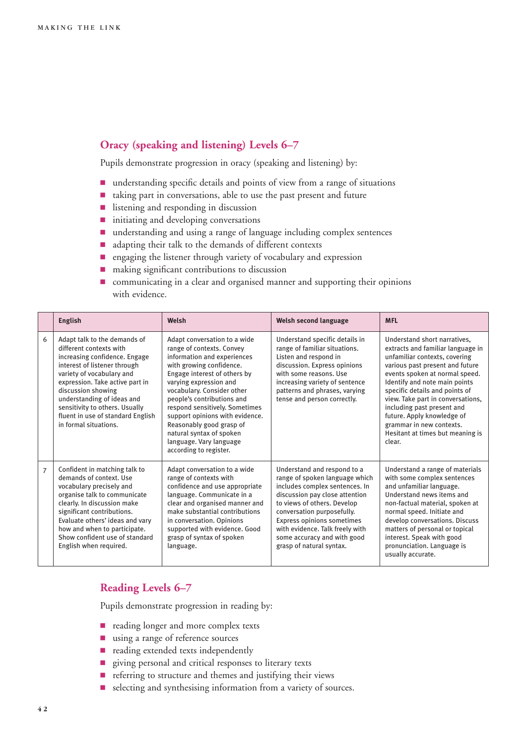## Oracy (speaking and listening) Levels 6–7

Pupils demonstrate progression in oracy (speaking and listening) by:

- understanding specific details and points of view from a range of situations
- taking part in conversations, able to use the past present and future
- listening and responding in discussion
- initiating and developing conversations
- understanding and using a range of language including complex sentences
- adapting their talk to the demands of different contexts
- engaging the listener through variety of vocabulary and expression
- making significant contributions to discussion
- communicating in a clear and organised manner and supporting their opinions with evidence.

| | English | Welsh | Welsh second language | MFL |
|---|---|---|---|---|
| 6 | Adapt talk to the demands of different contexts with increasing confidence. Engage interest of listener through variety of vocabulary and expression. Take active part in discussion showing understanding of ideas and sensitivity to others. Usually fluent in use of standard English in formal situations. | Adapt conversation to a wide range of contexts. Convey information and experiences with growing confidence. Engage interest of others by varying expression and vocabulary. Consider other people's contributions and respond sensitively. Sometimes support opinions with evidence. Reasonably good grasp of natural syntax of spoken language. Vary language according to register. | Understand specific details in range of familiar situations. Listen and respond in discussion. Express opinions with some reasons. Use increasing variety of sentence patterns and phrases, varying tense and person correctly. | Understand short narratives, extracts and familiar language in unfamiliar contexts, covering various past present and future events spoken at normal speed. Identify and note main points specific details and points of view. Take part in conversations, including past present and future. Apply knowledge of grammar in new contexts. Hesitant at times but meaning is clear. |
| 7 | Confident in matching talk to demands of context. Use vocabulary precisely and organise talk to communicate clearly. In discussion make significant contributions. Evaluate others' ideas and vary how and when to participate. Show confident use of standard English when required. | Adapt conversation to a wide range of contexts with confidence and use appropriate language. Communicate in a clear and organised manner and make substantial contributions in conversation. Opinions supported with evidence. Good grasp of syntax of spoken language. | Understand and respond to a range of spoken language which includes complex sentences. In discussion pay close attention to views of others. Develop conversation purposefully. Express opinions sometimes with evidence. Talk freely with some accuracy and with good grasp of natural syntax. | Understand a range of materials with some complex sentences and unfamiliar language. Understand news items and non-factual material, spoken at normal speed. Initiate and develop conversations. Discuss matters of personal or topical interest. Speak with good pronunciation. Language is usually accurate. |

## Reading Levels 6–7

Pupils demonstrate progression in reading by:

- reading longer and more complex texts
- using a range of reference sources
- reading extended texts independently
- giving personal and critical responses to literary texts
- referring to structure and themes and justifying their views
- selecting and synthesising information from a variety of sources.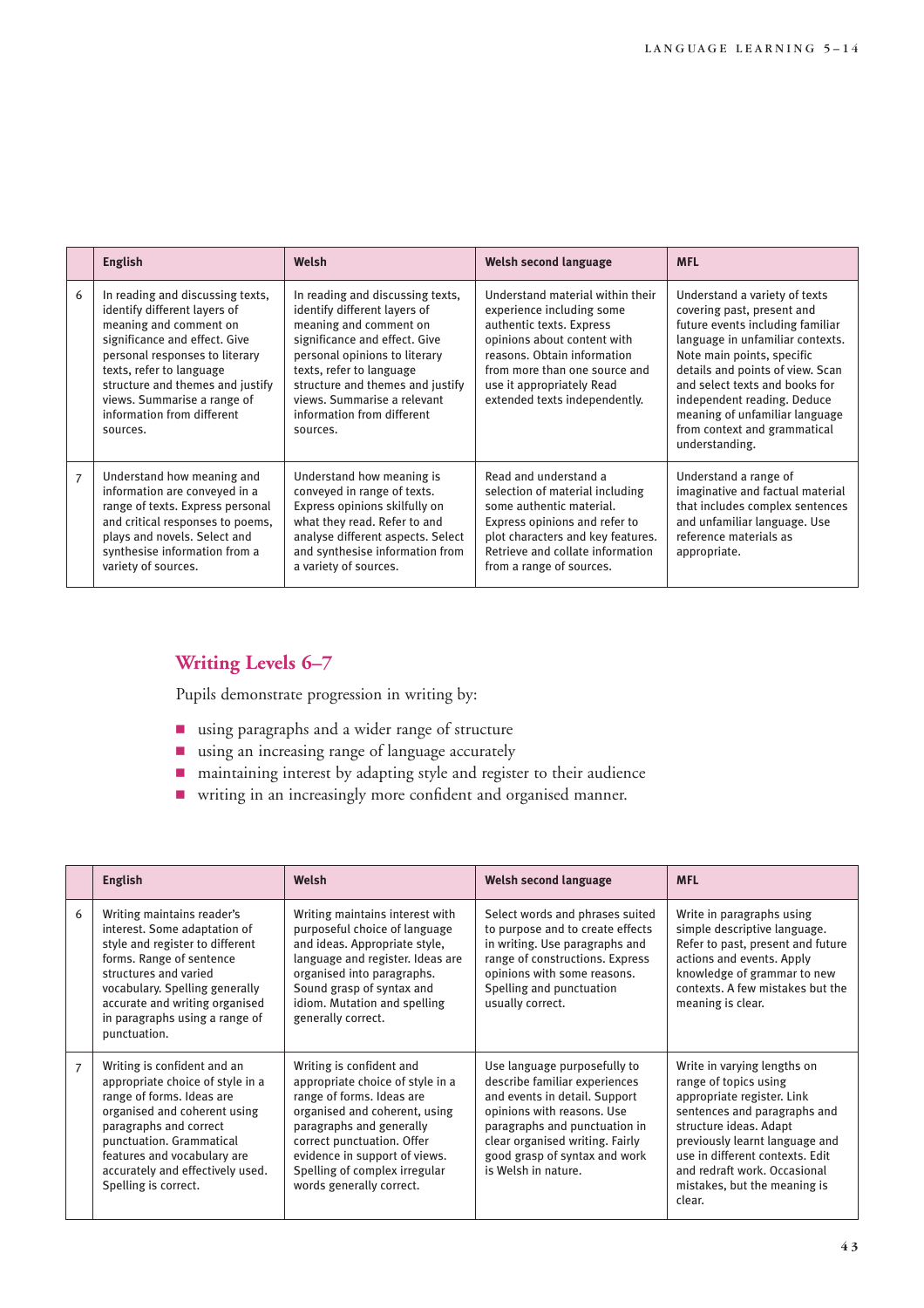| | English | Welsh | Welsh second language | MFL |
|---|---|---|---|---|
| 6 | In reading and discussing texts, identify different layers of meaning and comment on significance and effect. Give personal responses to literary texts, refer to language structure and themes and justify views. Summarise a range of information from different sources. | In reading and discussing texts, identify different layers of meaning and comment on significance and effect. Give personal opinions to literary texts, refer to language structure and themes and justify views. Summarise a relevant information from different sources. | Understand material within their experience including some authentic texts. Express opinions about content with reasons. Obtain information from more than one source and use it appropriately Read extended texts independently. | Understand a variety of texts covering past, present and future events including familiar language in unfamiliar contexts. Note main points, specific details and points of view. Scan and select texts and books for independent reading. Deduce meaning of unfamiliar language from context and grammatical understanding. |
| 7 | Understand how meaning and information are conveyed in a range of texts. Express personal and critical responses to poems, plays and novels. Select and synthesise information from a variety of sources. | Understand how meaning is conveyed in range of texts. Express opinions skilfully on what they read. Refer to and analyse different aspects. Select and synthesise information from a variety of sources. | Read and understand a selection of material including some authentic material. Express opinions and refer to plot characters and key features. Retrieve and collate information from a range of sources. | Understand a range of imaginative and factual material that includes complex sentences and unfamiliar language. Use reference materials as appropriate. |

## Writing Levels 6–7

Pupils demonstrate progression in writing by:

- using paragraphs and a wider range of structure
- using an increasing range of language accurately
- maintaining interest by adapting style and register to their audience
- writing in an increasingly more confident and organised manner.

| | English | Welsh | Welsh second language | MFL |
|---|---|---|---|---|
| 6 | Writing maintains reader's interest. Some adaptation of style and register to different forms. Range of sentence structures and varied vocabulary. Spelling generally accurate and writing organised in paragraphs using a range of punctuation. | Writing maintains interest with purposeful choice of language and ideas. Appropriate style, language and register. Ideas are organised into paragraphs. Sound grasp of syntax and idiom. Mutation and spelling generally correct. | Select words and phrases suited to purpose and to create effects in writing. Use paragraphs and range of constructions. Express opinions with some reasons. Spelling and punctuation usually correct. | Write in paragraphs using simple descriptive language. Refer to past, present and future actions and events. Apply knowledge of grammar to new contexts. A few mistakes but the meaning is clear. |
| 7 | Writing is confident and an appropriate choice of style in a range of forms. Ideas are organised and coherent using paragraphs and correct punctuation. Grammatical features and vocabulary are accurately and effectively used. Spelling is correct. | Writing is confident and appropriate choice of style in a range of forms. Ideas are organised and coherent, using paragraphs and generally correct punctuation. Offer evidence in support of views. Spelling of complex irregular words generally correct. | Use language purposefully to describe familiar experiences and events in detail. Support opinions with reasons. Use paragraphs and punctuation in clear organised writing. Fairly good grasp of syntax and work is Welsh in nature. | Write in varying lengths on range of topics using appropriate register. Link sentences and paragraphs and structure ideas. Adapt previously learnt language and use in different contexts. Edit and redraft work. Occasional mistakes, but the meaning is clear. |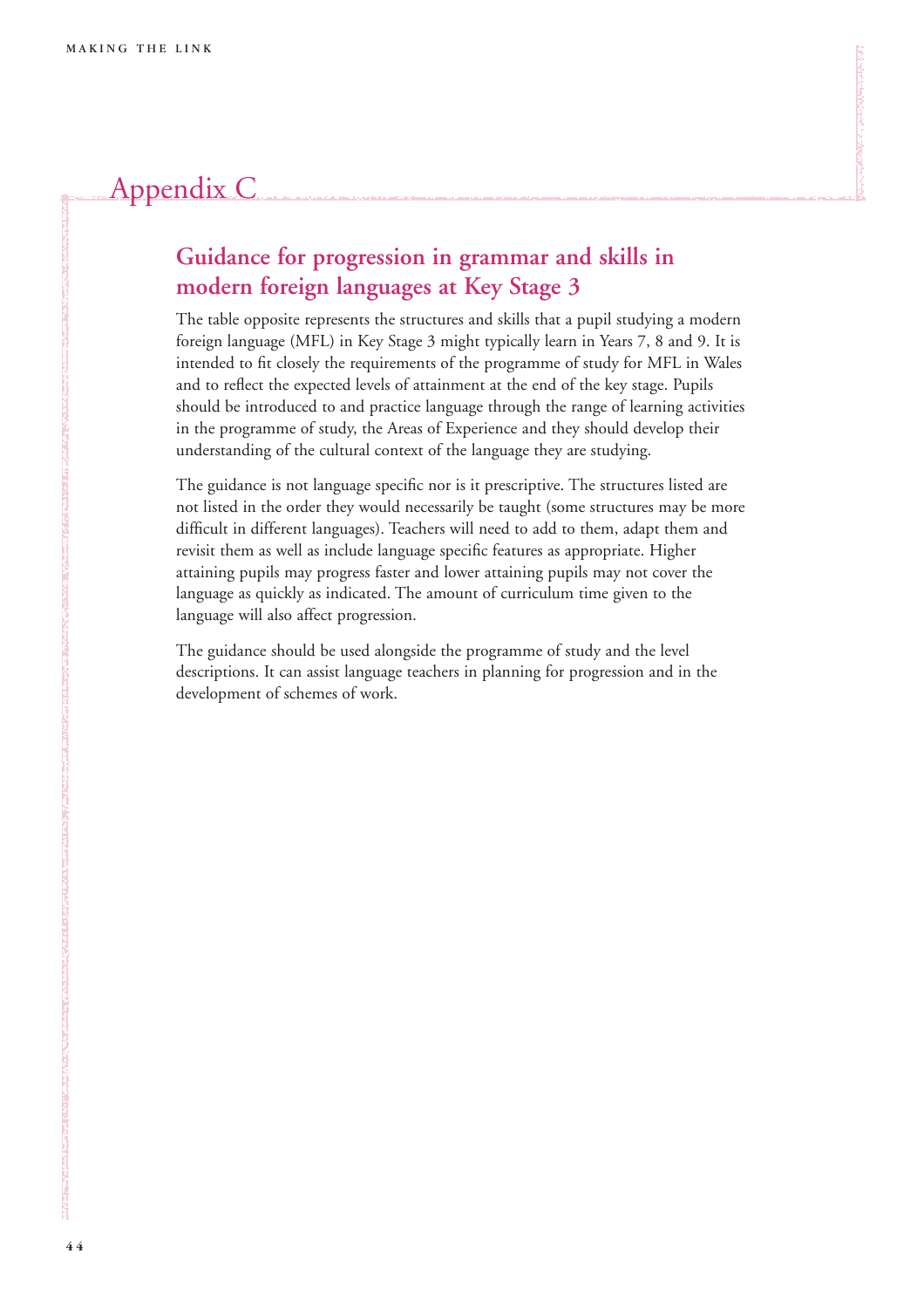# Appendix C

## Guidance for progression in grammar and skills in modern foreign languages at Key Stage 3

The table opposite represents the structures and skills that a pupil studying a modern foreign language (MFL) in Key Stage 3 might typically learn in Years 7, 8 and 9. It is intended to fit closely the requirements of the programme of study for MFL in Wales and to reflect the expected levels of attainment at the end of the key stage. Pupils should be introduced to and practice language through the range of learning activities in the programme of study, the Areas of Experience and they should develop their understanding of the cultural context of the language they are studying.

The guidance is not language specific nor is it prescriptive. The structures listed are not listed in the order they would necessarily be taught (some structures may be more difficult in different languages). Teachers will need to add to them, adapt them and revisit them as well as include language specific features as appropriate. Higher attaining pupils may progress faster and lower attaining pupils may not cover the language as quickly as indicated. The amount of curriculum time given to the language will also affect progression.

The guidance should be used alongside the programme of study and the level descriptions. It can assist language teachers in planning for progression and in the development of schemes of work.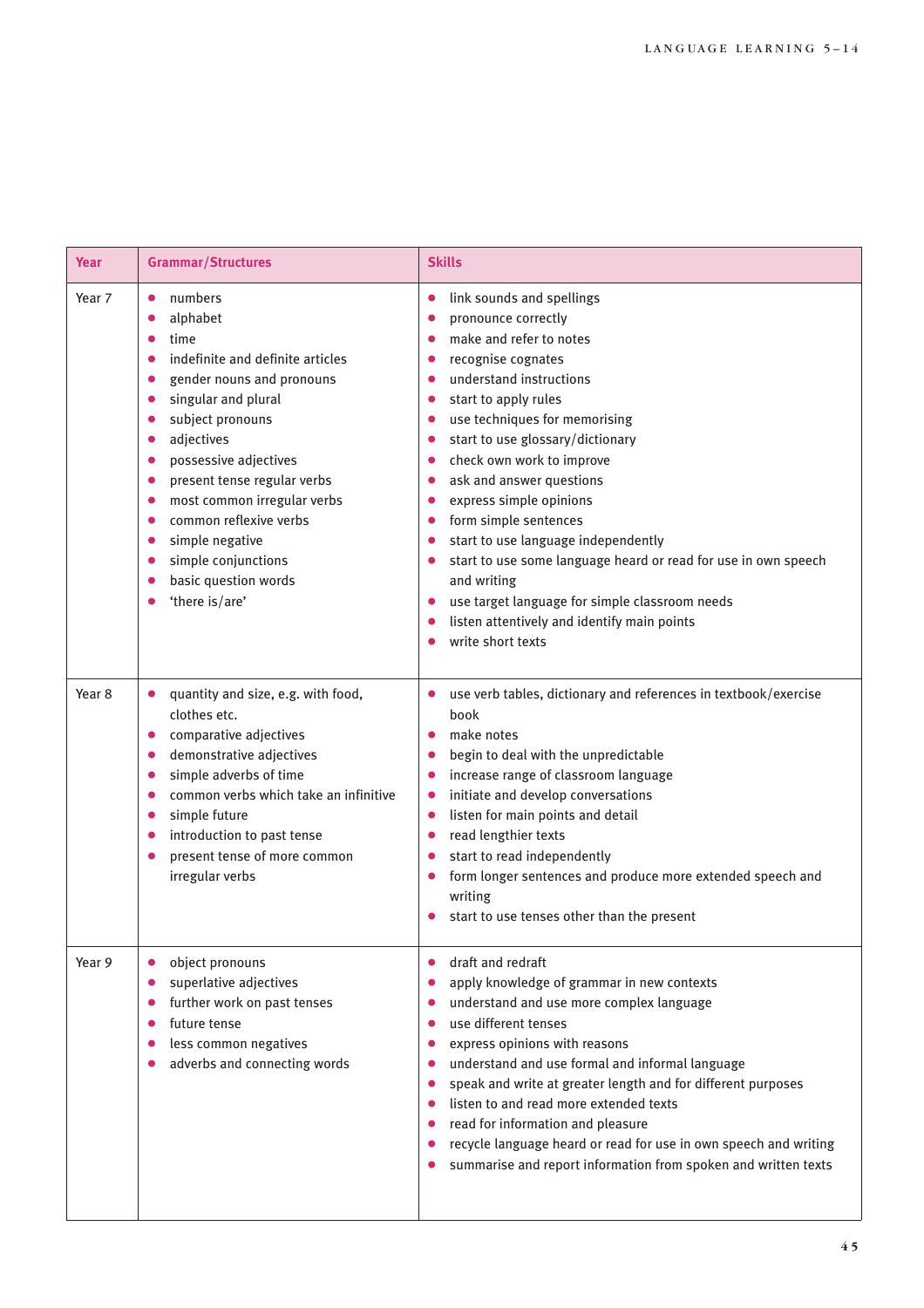| Year | Grammar/Structures | Skills |
|---|---|---|
| Year 7 | • numbers<br>• alphabet<br>• time<br>• indefinite and definite articles<br>• gender nouns and pronouns<br>• singular and plural<br>• subject pronouns<br>• adjectives<br>• possessive adjectives<br>• present tense regular verbs<br>• most common irregular verbs<br>• common reflexive verbs<br>• simple negative<br>• simple conjunctions<br>• basic question words<br>• 'there is/are' | • link sounds and spellings<br>• pronounce correctly<br>• make and refer to notes<br>• recognise cognates<br>• understand instructions<br>• start to apply rules<br>• use techniques for memorising<br>• start to use glossary/dictionary<br>• check own work to improve<br>• ask and answer questions<br>• express simple opinions<br>• form simple sentences<br>• start to use language independently<br>• start to use some language heard or read for use in own speech and writing<br>• use target language for simple classroom needs<br>• listen attentively and identify main points<br>• write short texts |
| Year 8 | • quantity and size, e.g. with food, clothes etc.<br>• comparative adjectives<br>• demonstrative adjectives<br>• simple adverbs of time<br>• common verbs which take an infinitive<br>• simple future<br>• introduction to past tense<br>• present tense of more common irregular verbs | • use verb tables, dictionary and references in textbook/exercise book<br>• make notes<br>• begin to deal with the unpredictable<br>• increase range of classroom language<br>• initiate and develop conversations<br>• listen for main points and detail<br>• read lengthier texts<br>• start to read independently<br>• form longer sentences and produce more extended speech and writing<br>• start to use tenses other than the present |
| Year 9 | • object pronouns<br>• superlative adjectives<br>• further work on past tenses<br>• future tense<br>• less common negatives<br>• adverbs and connecting words | • draft and redraft<br>• apply knowledge of grammar in new contexts<br>• understand and use more complex language<br>• use different tenses<br>• express opinions with reasons<br>• understand and use formal and informal language<br>• speak and write at greater length and for different purposes<br>• listen to and read more extended texts<br>• read for information and pleasure<br>• recycle language heard or read for use in own speech and writing<br>• summarise and report information from spoken and written texts |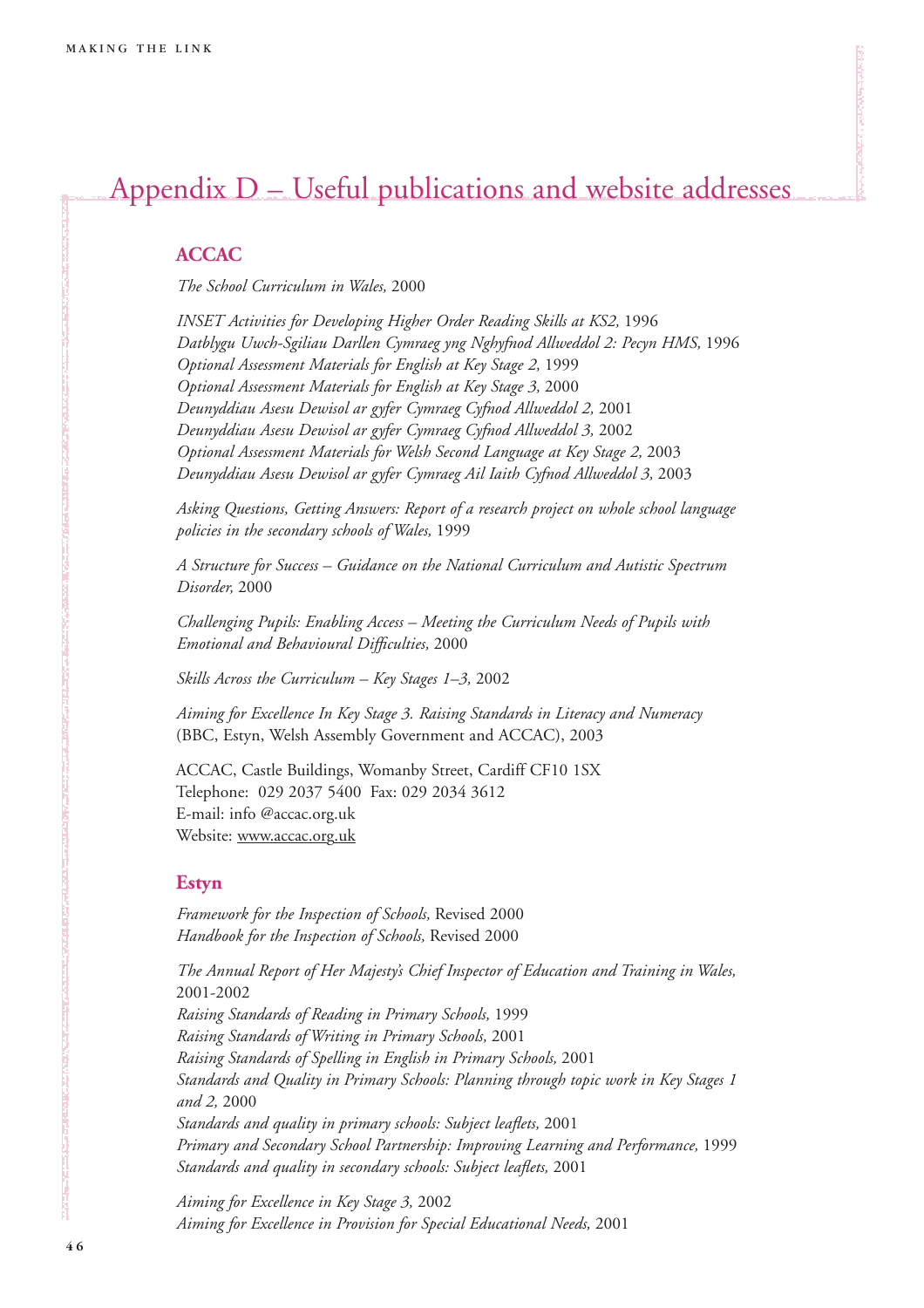# Appendix D – Useful publications and website addresses

## ACCAC

*The School Curriculum in Wales,* 2000

*INSET Activities for Developing Higher Order Reading Skills at KS2,* 1996
*Datblygu Uwch-Sgiliau Darllen Cymraeg yng Nghyfnod Allweddol 2: Pecyn HMS,* 1996
*Optional Assessment Materials for English at Key Stage 2,* 1999
*Optional Assessment Materials for English at Key Stage 3,* 2000
*Deunyddiau Asesu Dewisol ar gyfer Cymraeg Cyfnod Allweddol 2,* 2001
*Deunyddiau Asesu Dewisol ar gyfer Cymraeg Cyfnod Allweddol 3,* 2002
*Optional Assessment Materials for Welsh Second Language at Key Stage 2,* 2003
*Deunyddiau Asesu Dewisol ar gyfer Cymraeg Ail Iaith Cyfnod Allweddol 3,* 2003

*Asking Questions, Getting Answers: Report of a research project on whole school language policies in the secondary schools of Wales,* 1999

*A Structure for Success – Guidance on the National Curriculum and Autistic Spectrum Disorder,* 2000

*Challenging Pupils: Enabling Access – Meeting the Curriculum Needs of Pupils with Emotional and Behavioural Difficulties,* 2000

*Skills Across the Curriculum – Key Stages 1–3,* 2002

*Aiming for Excellence In Key Stage 3. Raising Standards in Literacy and Numeracy* (BBC, Estyn, Welsh Assembly Government and ACCAC), 2003

ACCAC, Castle Buildings, Womanby Street, Cardiff CF10 1SX
Telephone: 029 2037 5400 Fax: 029 2034 3612
E-mail: info @accac.org.uk
Website: www.accac.org.uk

## Estyn

*Framework for the Inspection of Schools,* Revised 2000
*Handbook for the Inspection of Schools,* Revised 2000

*The Annual Report of Her Majesty's Chief Inspector of Education and Training in Wales,* 2001-2002
*Raising Standards of Reading in Primary Schools,* 1999
*Raising Standards of Writing in Primary Schools,* 2001
*Raising Standards of Spelling in English in Primary Schools,* 2001
*Standards and Quality in Primary Schools: Planning through topic work in Key Stages 1 and 2,* 2000
*Standards and quality in primary schools: Subject leaflets,* 2001
*Primary and Secondary School Partnership: Improving Learning and Performance,* 1999
*Standards and quality in secondary schools: Subject leaflets,* 2001

*Aiming for Excellence in Key Stage 3,* 2002
*Aiming for Excellence in Provision for Special Educational Needs,* 2001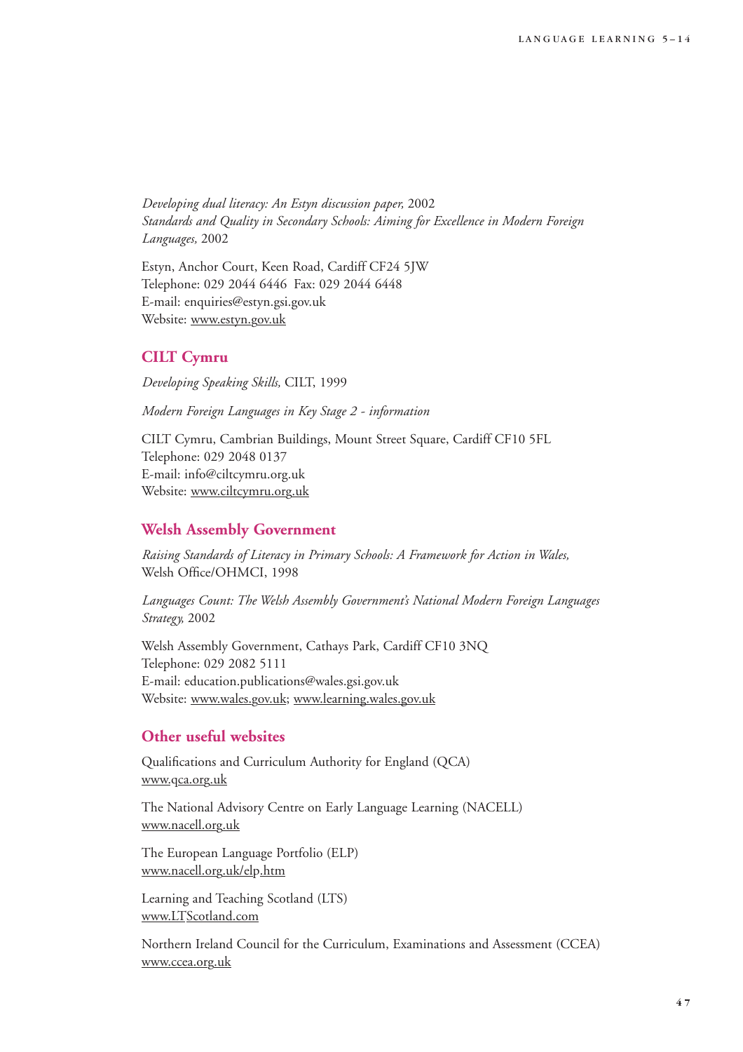*Developing dual literacy: An Estyn discussion paper,* 2002
*Standards and Quality in Secondary Schools: Aiming for Excellence in Modern Foreign Languages,* 2002

Estyn, Anchor Court, Keen Road, Cardiff CF24 5JW
Telephone: 029 2044 6446  Fax: 029 2044 6448
E-mail: enquiries@estyn.gsi.gov.uk
Website: www.estyn.gov.uk

## CILT Cymru

*Developing Speaking Skills,* CILT, 1999

*Modern Foreign Languages in Key Stage 2 - information*

CILT Cymru, Cambrian Buildings, Mount Street Square, Cardiff CF10 5FL
Telephone: 029 2048 0137
E-mail: info@ciltcymru.org.uk
Website: www.ciltcymru.org.uk

## Welsh Assembly Government

*Raising Standards of Literacy in Primary Schools: A Framework for Action in Wales,* Welsh Office/OHMCI, 1998

*Languages Count: The Welsh Assembly Government's National Modern Foreign Languages Strategy,* 2002

Welsh Assembly Government, Cathays Park, Cardiff CF10 3NQ
Telephone: 029 2082 5111
E-mail: education.publications@wales.gsi.gov.uk
Website: www.wales.gov.uk; www.learning.wales.gov.uk

## Other useful websites

Qualifications and Curriculum Authority for England (QCA)
www.qca.org.uk

The National Advisory Centre on Early Language Learning (NACELL)
www.nacell.org.uk

The European Language Portfolio (ELP)
www.nacell.org.uk/elp.htm

Learning and Teaching Scotland (LTS)
www.LTScotland.com

Northern Ireland Council for the Curriculum, Examinations and Assessment (CCEA)
www.ccea.org.uk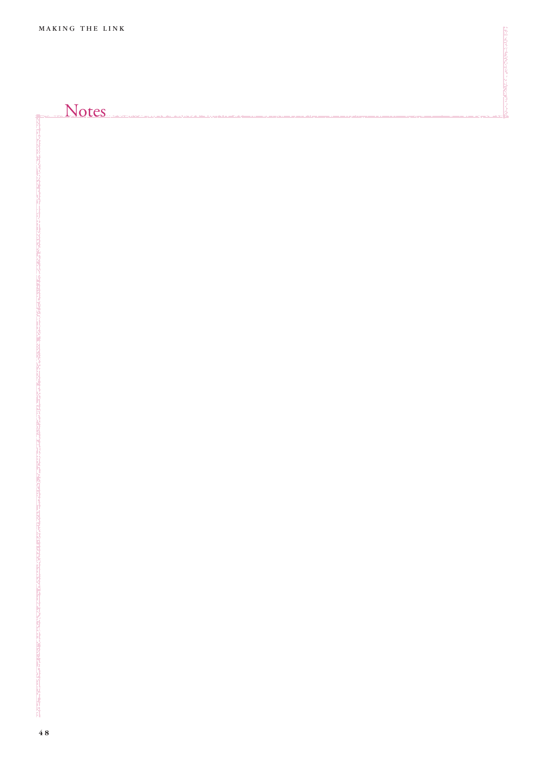# Notes